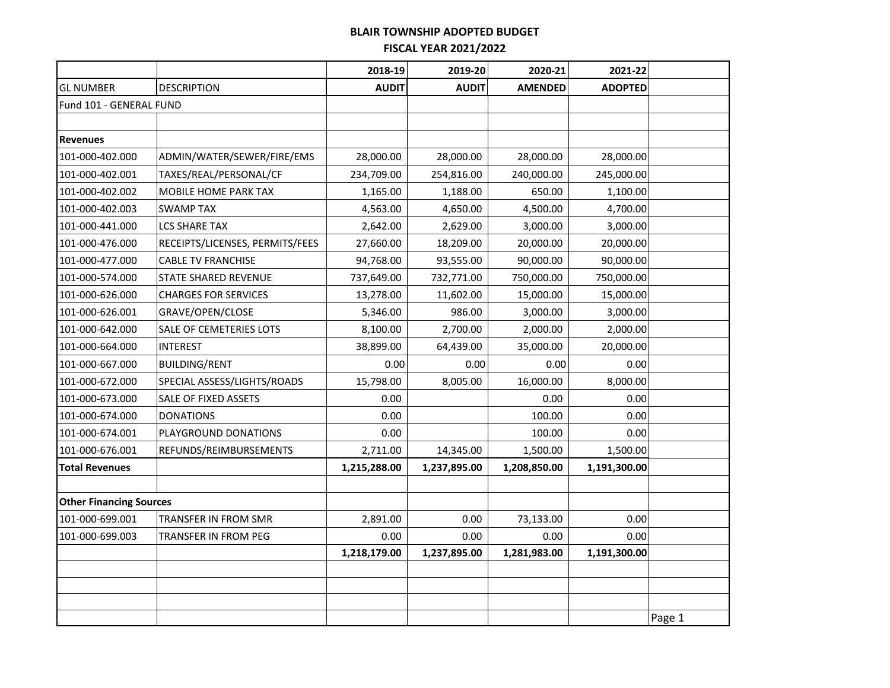# BLAIR TOWNSHIP ADOPTED BUDGET

## FISCAL YEAR 2021/2022

| | | 2018-19 | 2019-20 | 2020-21 | 2021-22 |
|---|---|---|---|---|---|
| GL NUMBER | DESCRIPTION | AUDIT | AUDIT | AMENDED | ADOPTED |
| Fund 101 - GENERAL FUND | | | | | |
| | | | | | |
| **Revenues** | | | | | |
| 101-000-402.000 | ADMIN/WATER/SEWER/FIRE/EMS | 28,000.00 | 28,000.00 | 28,000.00 | 28,000.00 |
| 101-000-402.001 | TAXES/REAL/PERSONAL/CF | 234,709.00 | 254,816.00 | 240,000.00 | 245,000.00 |
| 101-000-402.002 | MOBILE HOME PARK TAX | 1,165.00 | 1,188.00 | 650.00 | 1,100.00 |
| 101-000-402.003 | SWAMP TAX | 4,563.00 | 4,650.00 | 4,500.00 | 4,700.00 |
| 101-000-441.000 | LCS SHARE TAX | 2,642.00 | 2,629.00 | 3,000.00 | 3,000.00 |
| 101-000-476.000 | RECEIPTS/LICENSES, PERMITS/FEES | 27,660.00 | 18,209.00 | 20,000.00 | 20,000.00 |
| 101-000-477.000 | CABLE TV FRANCHISE | 94,768.00 | 93,555.00 | 90,000.00 | 90,000.00 |
| 101-000-574.000 | STATE SHARED REVENUE | 737,649.00 | 732,771.00 | 750,000.00 | 750,000.00 |
| 101-000-626.000 | CHARGES FOR SERVICES | 13,278.00 | 11,602.00 | 15,000.00 | 15,000.00 |
| 101-000-626.001 | GRAVE/OPEN/CLOSE | 5,346.00 | 986.00 | 3,000.00 | 3,000.00 |
| 101-000-642.000 | SALE OF CEMETERIES LOTS | 8,100.00 | 2,700.00 | 2,000.00 | 2,000.00 |
| 101-000-664.000 | INTEREST | 38,899.00 | 64,439.00 | 35,000.00 | 20,000.00 |
| 101-000-667.000 | BUILDING/RENT | 0.00 | 0.00 | 0.00 | 0.00 |
| 101-000-672.000 | SPECIAL ASSESS/LIGHTS/ROADS | 15,798.00 | 8,005.00 | 16,000.00 | 8,000.00 |
| 101-000-673.000 | SALE OF FIXED ASSETS | 0.00 | | 0.00 | 0.00 |
| 101-000-674.000 | DONATIONS | 0.00 | | 100.00 | 0.00 |
| 101-000-674.001 | PLAYGROUND DONATIONS | 0.00 | | 100.00 | 0.00 |
| 101-000-676.001 | REFUNDS/REIMBURSEMENTS | 2,711.00 | 14,345.00 | 1,500.00 | 1,500.00 |
| **Total Revenues** | | **1,215,288.00** | **1,237,895.00** | **1,208,850.00** | **1,191,300.00** |
| | | | | | |
| **Other Financing Sources** | | | | | |
| 101-000-699.001 | TRANSFER IN FROM SMR | 2,891.00 | 0.00 | 73,133.00 | 0.00 |
| 101-000-699.003 | TRANSFER IN FROM PEG | 0.00 | 0.00 | 0.00 | 0.00 |
| | | **1,218,179.00** | **1,237,895.00** | **1,281,983.00** | **1,191,300.00** |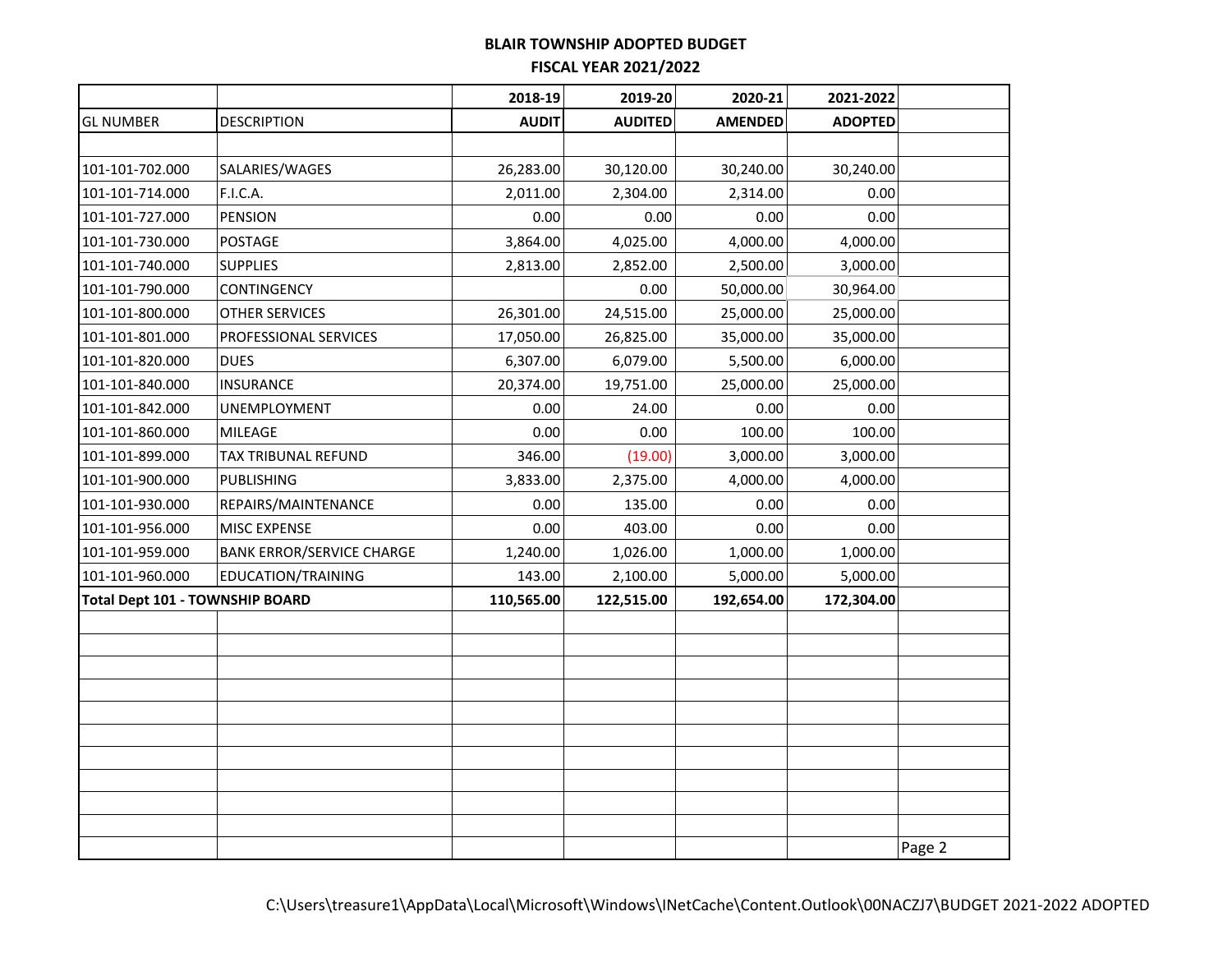**BLAIR TOWNSHIP ADOPTED BUDGET**
**FISCAL YEAR 2021/2022**

| | | 2018-19 | 2019-20 | 2020-21 | 2021-2022 |
|---|---|---|---|---|---|
| GL NUMBER | DESCRIPTION | AUDIT | AUDITED | AMENDED | ADOPTED |
| | | | | | |
| 101-101-702.000 | SALARIES/WAGES | 26,283.00 | 30,120.00 | 30,240.00 | 30,240.00 |
| 101-101-714.000 | F.I.C.A. | 2,011.00 | 2,304.00 | 2,314.00 | 0.00 |
| 101-101-727.000 | PENSION | 0.00 | 0.00 | 0.00 | 0.00 |
| 101-101-730.000 | POSTAGE | 3,864.00 | 4,025.00 | 4,000.00 | 4,000.00 |
| 101-101-740.000 | SUPPLIES | 2,813.00 | 2,852.00 | 2,500.00 | 3,000.00 |
| 101-101-790.000 | CONTINGENCY | | 0.00 | 50,000.00 | 30,964.00 |
| 101-101-800.000 | OTHER SERVICES | 26,301.00 | 24,515.00 | 25,000.00 | 25,000.00 |
| 101-101-801.000 | PROFESSIONAL SERVICES | 17,050.00 | 26,825.00 | 35,000.00 | 35,000.00 |
| 101-101-820.000 | DUES | 6,307.00 | 6,079.00 | 5,500.00 | 6,000.00 |
| 101-101-840.000 | INSURANCE | 20,374.00 | 19,751.00 | 25,000.00 | 25,000.00 |
| 101-101-842.000 | UNEMPLOYMENT | 0.00 | 24.00 | 0.00 | 0.00 |
| 101-101-860.000 | MILEAGE | 0.00 | 0.00 | 100.00 | 100.00 |
| 101-101-899.000 | TAX TRIBUNAL REFUND | 346.00 | (19.00) | 3,000.00 | 3,000.00 |
| 101-101-900.000 | PUBLISHING | 3,833.00 | 2,375.00 | 4,000.00 | 4,000.00 |
| 101-101-930.000 | REPAIRS/MAINTENANCE | 0.00 | 135.00 | 0.00 | 0.00 |
| 101-101-956.000 | MISC EXPENSE | 0.00 | 403.00 | 0.00 | 0.00 |
| 101-101-959.000 | BANK ERROR/SERVICE CHARGE | 1,240.00 | 1,026.00 | 1,000.00 | 1,000.00 |
| 101-101-960.000 | EDUCATION/TRAINING | 143.00 | 2,100.00 | 5,000.00 | 5,000.00 |
| **Total Dept 101 - TOWNSHIP BOARD** | | **110,565.00** | **122,515.00** | **192,654.00** | **172,304.00** |

C:\Users\treasure1\AppData\Local\Microsoft\Windows\INetCache\Content.Outlook\00NACZJ7\BUDGET 2021-2022 ADOPTED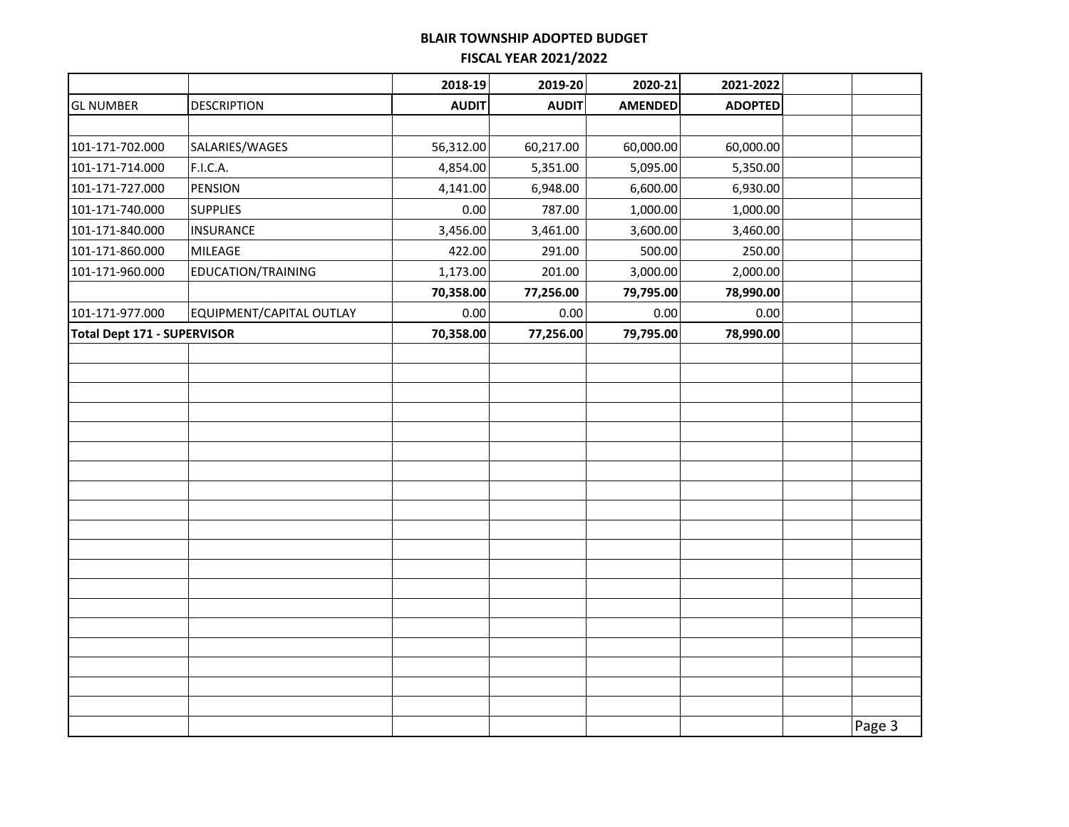**BLAIR TOWNSHIP ADOPTED BUDGET**

**FISCAL YEAR 2021/2022**

| | | 2018-19 | 2019-20 | 2020-21 | 2021-2022 |
|---|---|---|---|---|---|
| GL NUMBER | DESCRIPTION | AUDIT | AUDIT | AMENDED | ADOPTED |
| | | | | | |
| 101-171-702.000 | SALARIES/WAGES | 56,312.00 | 60,217.00 | 60,000.00 | 60,000.00 |
| 101-171-714.000 | F.I.C.A. | 4,854.00 | 5,351.00 | 5,095.00 | 5,350.00 |
| 101-171-727.000 | PENSION | 4,141.00 | 6,948.00 | 6,600.00 | 6,930.00 |
| 101-171-740.000 | SUPPLIES | 0.00 | 787.00 | 1,000.00 | 1,000.00 |
| 101-171-840.000 | INSURANCE | 3,456.00 | 3,461.00 | 3,600.00 | 3,460.00 |
| 101-171-860.000 | MILEAGE | 422.00 | 291.00 | 500.00 | 250.00 |
| 101-171-960.000 | EDUCATION/TRAINING | 1,173.00 | 201.00 | 3,000.00 | 2,000.00 |
| | | **70,358.00** | **77,256.00** | **79,795.00** | **78,990.00** |
| 101-171-977.000 | EQUIPMENT/CAPITAL OUTLAY | 0.00 | 0.00 | 0.00 | 0.00 |
| **Total Dept 171 - SUPERVISOR** | | **70,358.00** | **77,256.00** | **79,795.00** | **78,990.00** |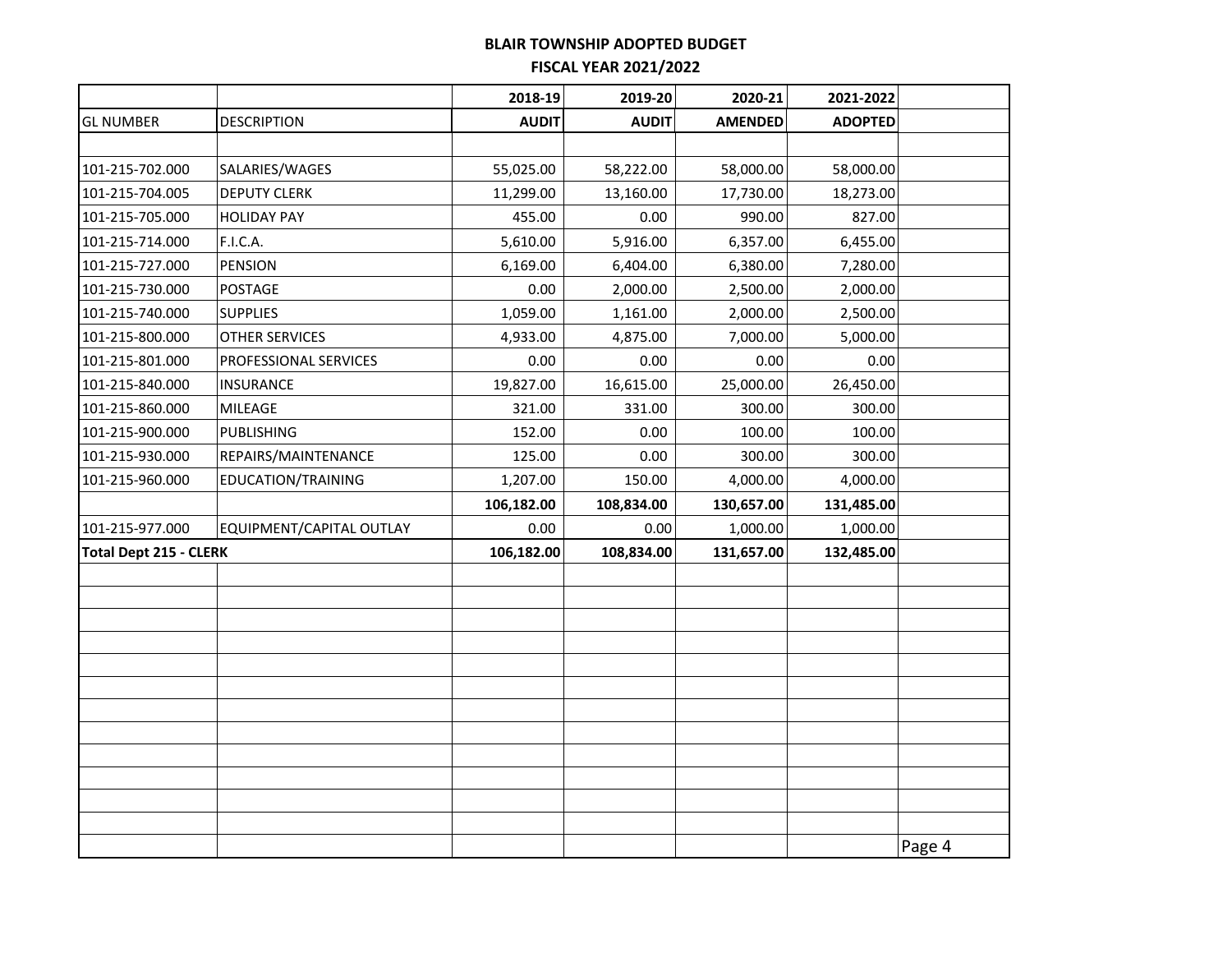**BLAIR TOWNSHIP ADOPTED BUDGET**

**FISCAL YEAR 2021/2022**

| | | 2018-19 | 2019-20 | 2020-21 | 2021-2022 |
|---|---|---|---|---|---|
| GL NUMBER | DESCRIPTION | AUDIT | AUDIT | AMENDED | ADOPTED |
| | | | | | |
| 101-215-702.000 | SALARIES/WAGES | 55,025.00 | 58,222.00 | 58,000.00 | 58,000.00 |
| 101-215-704.005 | DEPUTY CLERK | 11,299.00 | 13,160.00 | 17,730.00 | 18,273.00 |
| 101-215-705.000 | HOLIDAY PAY | 455.00 | 0.00 | 990.00 | 827.00 |
| 101-215-714.000 | F.I.C.A. | 5,610.00 | 5,916.00 | 6,357.00 | 6,455.00 |
| 101-215-727.000 | PENSION | 6,169.00 | 6,404.00 | 6,380.00 | 7,280.00 |
| 101-215-730.000 | POSTAGE | 0.00 | 2,000.00 | 2,500.00 | 2,000.00 |
| 101-215-740.000 | SUPPLIES | 1,059.00 | 1,161.00 | 2,000.00 | 2,500.00 |
| 101-215-800.000 | OTHER SERVICES | 4,933.00 | 4,875.00 | 7,000.00 | 5,000.00 |
| 101-215-801.000 | PROFESSIONAL SERVICES | 0.00 | 0.00 | 0.00 | 0.00 |
| 101-215-840.000 | INSURANCE | 19,827.00 | 16,615.00 | 25,000.00 | 26,450.00 |
| 101-215-860.000 | MILEAGE | 321.00 | 331.00 | 300.00 | 300.00 |
| 101-215-900.000 | PUBLISHING | 152.00 | 0.00 | 100.00 | 100.00 |
| 101-215-930.000 | REPAIRS/MAINTENANCE | 125.00 | 0.00 | 300.00 | 300.00 |
| 101-215-960.000 | EDUCATION/TRAINING | 1,207.00 | 150.00 | 4,000.00 | 4,000.00 |
| | | **106,182.00** | **108,834.00** | **130,657.00** | **131,485.00** |
| 101-215-977.000 | EQUIPMENT/CAPITAL OUTLAY | 0.00 | 0.00 | 1,000.00 | 1,000.00 |
| **Total Dept 215 - CLERK** | | **106,182.00** | **108,834.00** | **131,657.00** | **132,485.00** |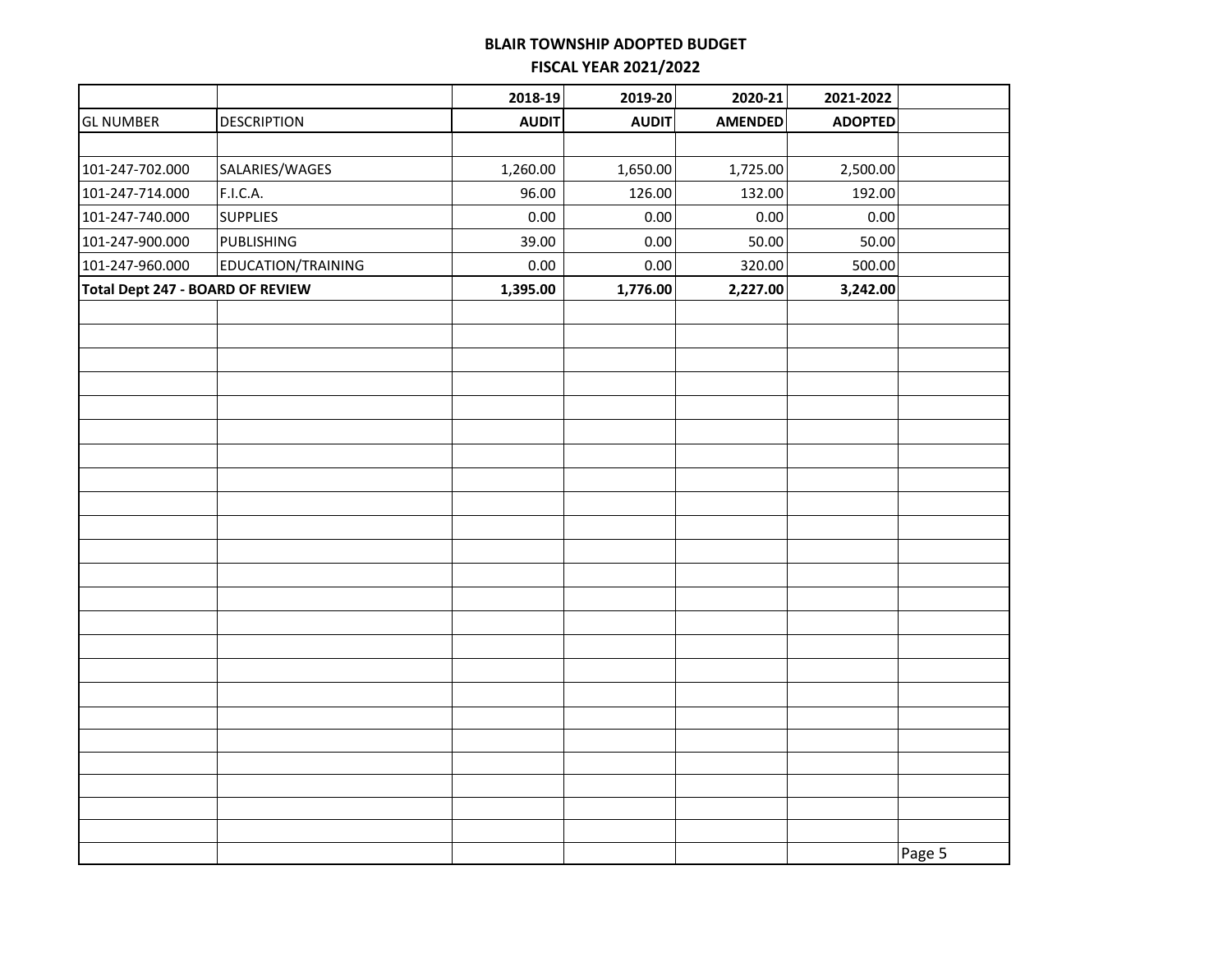# BLAIR TOWNSHIP ADOPTED BUDGET

## FISCAL YEAR 2021/2022

| | | 2018-19 | 2019-20 | 2020-21 | 2021-2022 |
|---|---|---|---|---|---|
| GL NUMBER | DESCRIPTION | AUDIT | AUDIT | AMENDED | ADOPTED |
| | | | | | |
| 101-247-702.000 | SALARIES/WAGES | 1,260.00 | 1,650.00 | 1,725.00 | 2,500.00 |
| 101-247-714.000 | F.I.C.A. | 96.00 | 126.00 | 132.00 | 192.00 |
| 101-247-740.000 | SUPPLIES | 0.00 | 0.00 | 0.00 | 0.00 |
| 101-247-900.000 | PUBLISHING | 39.00 | 0.00 | 50.00 | 50.00 |
| 101-247-960.000 | EDUCATION/TRAINING | 0.00 | 0.00 | 320.00 | 500.00 |
| **Total Dept 247 - BOARD OF REVIEW** | | **1,395.00** | **1,776.00** | **2,227.00** | **3,242.00** |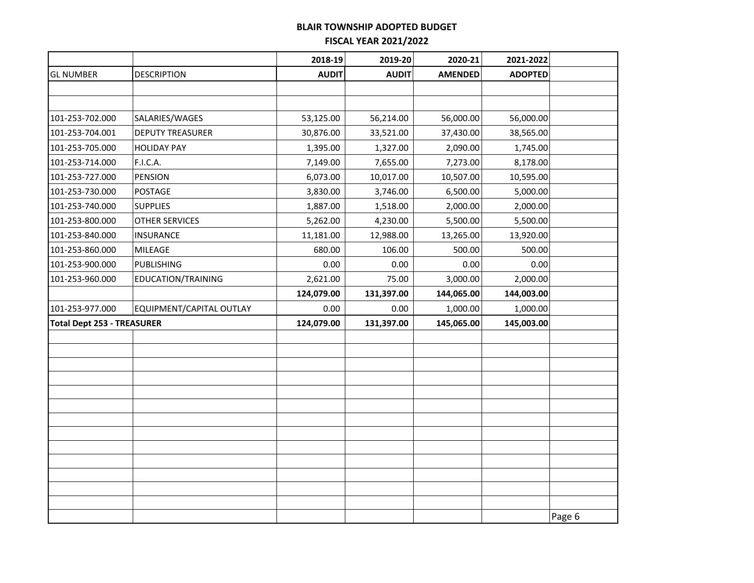# BLAIR TOWNSHIP ADOPTED BUDGET

## FISCAL YEAR 2021/2022

| | | 2018-19 | 2019-20 | 2020-21 | 2021-2022 |
|---|---|---|---|---|---|
| GL NUMBER | DESCRIPTION | AUDIT | AUDIT | AMENDED | ADOPTED |
| | | | | | |
| | | | | | |
| 101-253-702.000 | SALARIES/WAGES | 53,125.00 | 56,214.00 | 56,000.00 | 56,000.00 |
| 101-253-704.001 | DEPUTY TREASURER | 30,876.00 | 33,521.00 | 37,430.00 | 38,565.00 |
| 101-253-705.000 | HOLIDAY PAY | 1,395.00 | 1,327.00 | 2,090.00 | 1,745.00 |
| 101-253-714.000 | F.I.C.A. | 7,149.00 | 7,655.00 | 7,273.00 | 8,178.00 |
| 101-253-727.000 | PENSION | 6,073.00 | 10,017.00 | 10,507.00 | 10,595.00 |
| 101-253-730.000 | POSTAGE | 3,830.00 | 3,746.00 | 6,500.00 | 5,000.00 |
| 101-253-740.000 | SUPPLIES | 1,887.00 | 1,518.00 | 2,000.00 | 2,000.00 |
| 101-253-800.000 | OTHER SERVICES | 5,262.00 | 4,230.00 | 5,500.00 | 5,500.00 |
| 101-253-840.000 | INSURANCE | 11,181.00 | 12,988.00 | 13,265.00 | 13,920.00 |
| 101-253-860.000 | MILEAGE | 680.00 | 106.00 | 500.00 | 500.00 |
| 101-253-900.000 | PUBLISHING | 0.00 | 0.00 | 0.00 | 0.00 |
| 101-253-960.000 | EDUCATION/TRAINING | 2,621.00 | 75.00 | 3,000.00 | 2,000.00 |
| | | **124,079.00** | **131,397.00** | **144,065.00** | **144,003.00** |
| 101-253-977.000 | EQUIPMENT/CAPITAL OUTLAY | 0.00 | 0.00 | 1,000.00 | 1,000.00 |
| **Total Dept 253 - TREASURER** | | **124,079.00** | **131,397.00** | **145,065.00** | **145,003.00** |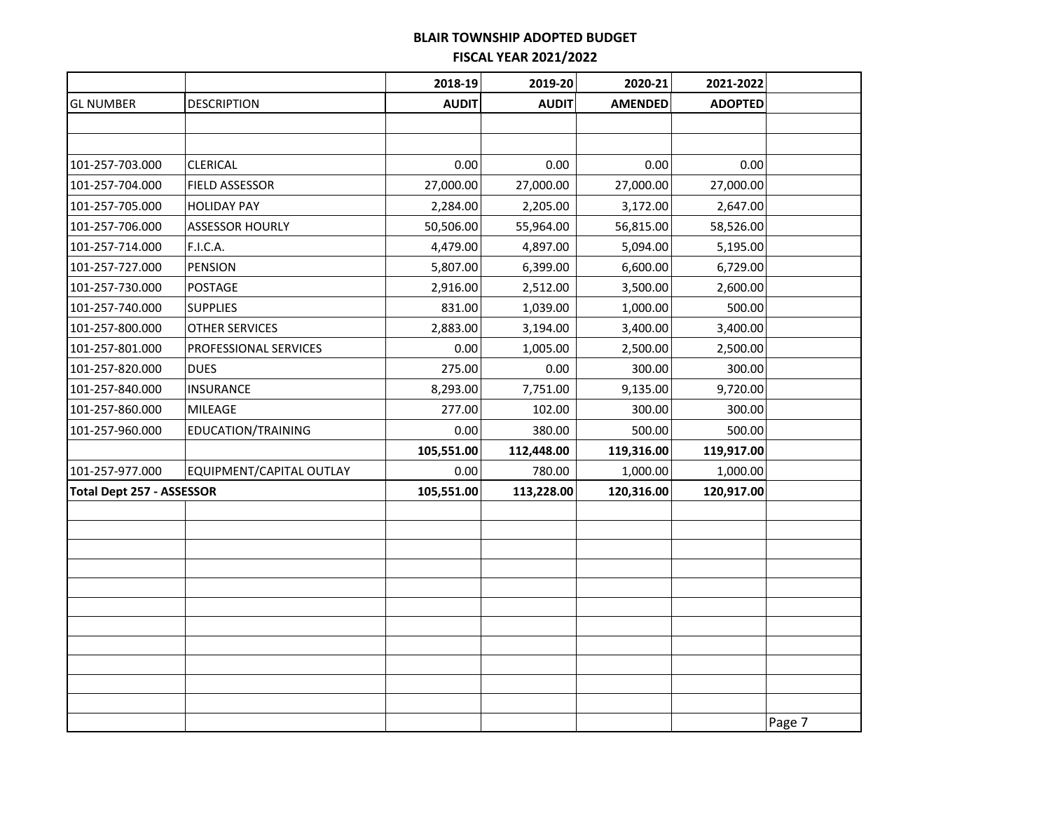**BLAIR TOWNSHIP ADOPTED BUDGET**

**FISCAL YEAR 2021/2022**

| | | 2018-19 | 2019-20 | 2020-21 | 2021-2022 | |
|---|---|---|---|---|---|---|
| GL NUMBER | DESCRIPTION | AUDIT | AUDIT | AMENDED | ADOPTED | |
| | | | | | | |
| | | | | | | |
| 101-257-703.000 | CLERICAL | 0.00 | 0.00 | 0.00 | 0.00 | |
| 101-257-704.000 | FIELD ASSESSOR | 27,000.00 | 27,000.00 | 27,000.00 | 27,000.00 | |
| 101-257-705.000 | HOLIDAY PAY | 2,284.00 | 2,205.00 | 3,172.00 | 2,647.00 | |
| 101-257-706.000 | ASSESSOR HOURLY | 50,506.00 | 55,964.00 | 56,815.00 | 58,526.00 | |
| 101-257-714.000 | F.I.C.A. | 4,479.00 | 4,897.00 | 5,094.00 | 5,195.00 | |
| 101-257-727.000 | PENSION | 5,807.00 | 6,399.00 | 6,600.00 | 6,729.00 | |
| 101-257-730.000 | POSTAGE | 2,916.00 | 2,512.00 | 3,500.00 | 2,600.00 | |
| 101-257-740.000 | SUPPLIES | 831.00 | 1,039.00 | 1,000.00 | 500.00 | |
| 101-257-800.000 | OTHER SERVICES | 2,883.00 | 3,194.00 | 3,400.00 | 3,400.00 | |
| 101-257-801.000 | PROFESSIONAL SERVICES | 0.00 | 1,005.00 | 2,500.00 | 2,500.00 | |
| 101-257-820.000 | DUES | 275.00 | 0.00 | 300.00 | 300.00 | |
| 101-257-840.000 | INSURANCE | 8,293.00 | 7,751.00 | 9,135.00 | 9,720.00 | |
| 101-257-860.000 | MILEAGE | 277.00 | 102.00 | 300.00 | 300.00 | |
| 101-257-960.000 | EDUCATION/TRAINING | 0.00 | 380.00 | 500.00 | 500.00 | |
| | | **105,551.00** | **112,448.00** | **119,316.00** | **119,917.00** | |
| 101-257-977.000 | EQUIPMENT/CAPITAL OUTLAY | 0.00 | 780.00 | 1,000.00 | 1,000.00 | |
| **Total Dept 257 - ASSESSOR** | | **105,551.00** | **113,228.00** | **120,316.00** | **120,917.00** | |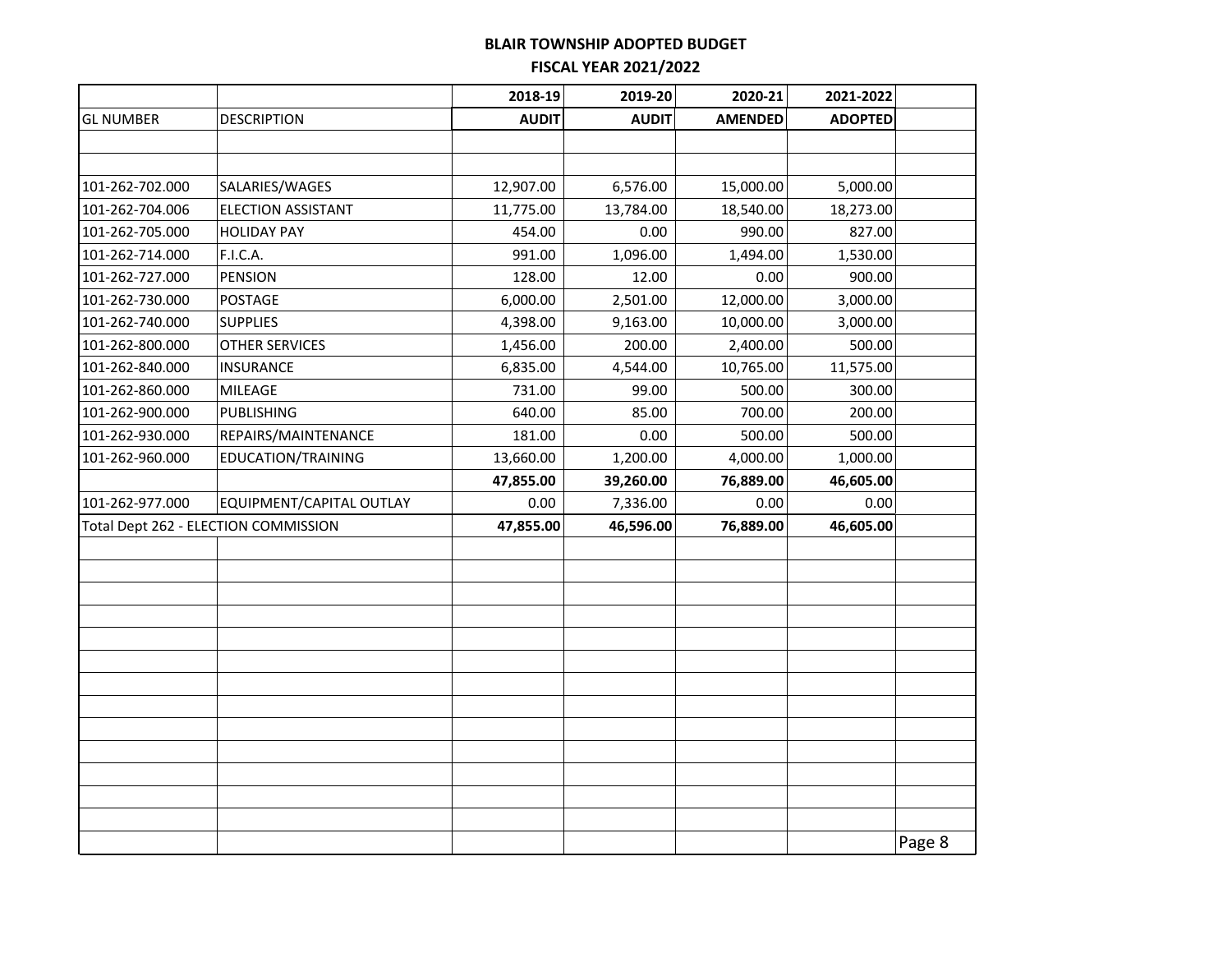**BLAIR TOWNSHIP ADOPTED BUDGET**

**FISCAL YEAR 2021/2022**

| | | 2018-19 | 2019-20 | 2020-21 | 2021-2022 |
|---|---|---|---|---|---|
| GL NUMBER | DESCRIPTION | AUDIT | AUDIT | AMENDED | ADOPTED |
| | | | | | |
| | | | | | |
| 101-262-702.000 | SALARIES/WAGES | 12,907.00 | 6,576.00 | 15,000.00 | 5,000.00 |
| 101-262-704.006 | ELECTION ASSISTANT | 11,775.00 | 13,784.00 | 18,540.00 | 18,273.00 |
| 101-262-705.000 | HOLIDAY PAY | 454.00 | 0.00 | 990.00 | 827.00 |
| 101-262-714.000 | F.I.C.A. | 991.00 | 1,096.00 | 1,494.00 | 1,530.00 |
| 101-262-727.000 | PENSION | 128.00 | 12.00 | 0.00 | 900.00 |
| 101-262-730.000 | POSTAGE | 6,000.00 | 2,501.00 | 12,000.00 | 3,000.00 |
| 101-262-740.000 | SUPPLIES | 4,398.00 | 9,163.00 | 10,000.00 | 3,000.00 |
| 101-262-800.000 | OTHER SERVICES | 1,456.00 | 200.00 | 2,400.00 | 500.00 |
| 101-262-840.000 | INSURANCE | 6,835.00 | 4,544.00 | 10,765.00 | 11,575.00 |
| 101-262-860.000 | MILEAGE | 731.00 | 99.00 | 500.00 | 300.00 |
| 101-262-900.000 | PUBLISHING | 640.00 | 85.00 | 700.00 | 200.00 |
| 101-262-930.000 | REPAIRS/MAINTENANCE | 181.00 | 0.00 | 500.00 | 500.00 |
| 101-262-960.000 | EDUCATION/TRAINING | 13,660.00 | 1,200.00 | 4,000.00 | 1,000.00 |
| | | **47,855.00** | **39,260.00** | **76,889.00** | **46,605.00** |
| 101-262-977.000 | EQUIPMENT/CAPITAL OUTLAY | 0.00 | 7,336.00 | 0.00 | 0.00 |
| Total Dept 262 - ELECTION COMMISSION | | **47,855.00** | **46,596.00** | **76,889.00** | **46,605.00** |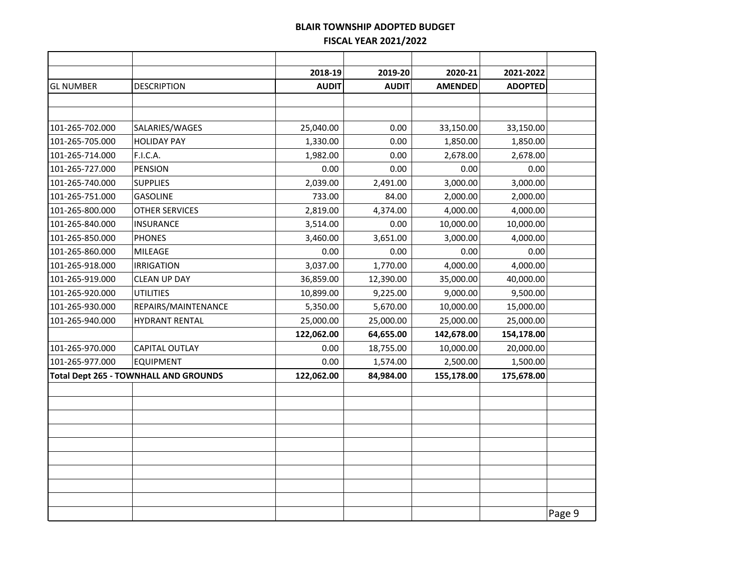# BLAIR TOWNSHIP ADOPTED BUDGET

## FISCAL YEAR 2021/2022

| GL NUMBER | DESCRIPTION | 2018-19 AUDIT | 2019-20 AUDIT | 2020-21 AMENDED | 2021-2022 ADOPTED |
|---|---|---|---|---|---|
| 101-265-702.000 | SALARIES/WAGES | 25,040.00 | 0.00 | 33,150.00 | 33,150.00 |
| 101-265-705.000 | HOLIDAY PAY | 1,330.00 | 0.00 | 1,850.00 | 1,850.00 |
| 101-265-714.000 | F.I.C.A. | 1,982.00 | 0.00 | 2,678.00 | 2,678.00 |
| 101-265-727.000 | PENSION | 0.00 | 0.00 | 0.00 | 0.00 |
| 101-265-740.000 | SUPPLIES | 2,039.00 | 2,491.00 | 3,000.00 | 3,000.00 |
| 101-265-751.000 | GASOLINE | 733.00 | 84.00 | 2,000.00 | 2,000.00 |
| 101-265-800.000 | OTHER SERVICES | 2,819.00 | 4,374.00 | 4,000.00 | 4,000.00 |
| 101-265-840.000 | INSURANCE | 3,514.00 | 0.00 | 10,000.00 | 10,000.00 |
| 101-265-850.000 | PHONES | 3,460.00 | 3,651.00 | 3,000.00 | 4,000.00 |
| 101-265-860.000 | MILEAGE | 0.00 | 0.00 | 0.00 | 0.00 |
| 101-265-918.000 | IRRIGATION | 3,037.00 | 1,770.00 | 4,000.00 | 4,000.00 |
| 101-265-919.000 | CLEAN UP DAY | 36,859.00 | 12,390.00 | 35,000.00 | 40,000.00 |
| 101-265-920.000 | UTILITIES | 10,899.00 | 9,225.00 | 9,000.00 | 9,500.00 |
| 101-265-930.000 | REPAIRS/MAINTENANCE | 5,350.00 | 5,670.00 | 10,000.00 | 15,000.00 |
| 101-265-940.000 | HYDRANT RENTAL | 25,000.00 | 25,000.00 | 25,000.00 | 25,000.00 |
| | | **122,062.00** | **64,655.00** | **142,678.00** | **154,178.00** |
| 101-265-970.000 | CAPITAL OUTLAY | 0.00 | 18,755.00 | 10,000.00 | 20,000.00 |
| 101-265-977.000 | EQUIPMENT | 0.00 | 1,574.00 | 2,500.00 | 1,500.00 |
| **Total Dept 265 - TOWNHALL AND GROUNDS** | | **122,062.00** | **84,984.00** | **155,178.00** | **175,678.00** |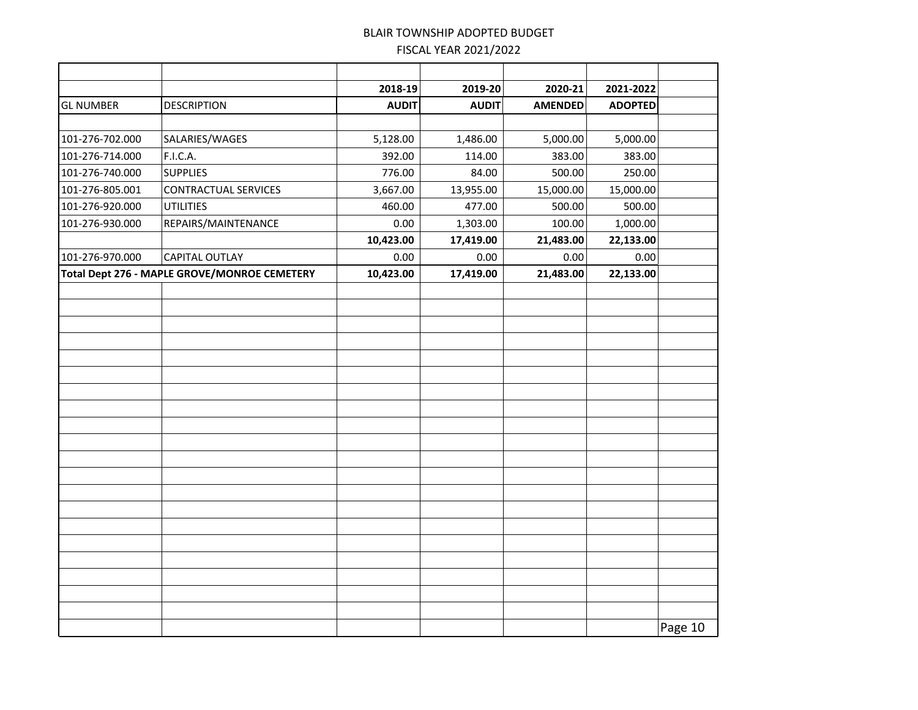BLAIR TOWNSHIP ADOPTED BUDGET
FISCAL YEAR 2021/2022

| | | 2018-19 | 2019-20 | 2020-21 | 2021-2022 |
|---|---|---|---|---|---|
| GL NUMBER | DESCRIPTION | AUDIT | AUDIT | AMENDED | ADOPTED |
| 101-276-702.000 | SALARIES/WAGES | 5,128.00 | 1,486.00 | 5,000.00 | 5,000.00 |
| 101-276-714.000 | F.I.C.A. | 392.00 | 114.00 | 383.00 | 383.00 |
| 101-276-740.000 | SUPPLIES | 776.00 | 84.00 | 500.00 | 250.00 |
| 101-276-805.001 | CONTRACTUAL SERVICES | 3,667.00 | 13,955.00 | 15,000.00 | 15,000.00 |
| 101-276-920.000 | UTILITIES | 460.00 | 477.00 | 500.00 | 500.00 |
| 101-276-930.000 | REPAIRS/MAINTENANCE | 0.00 | 1,303.00 | 100.00 | 1,000.00 |
| | | **10,423.00** | **17,419.00** | **21,483.00** | **22,133.00** |
| 101-276-970.000 | CAPITAL OUTLAY | 0.00 | 0.00 | 0.00 | 0.00 |
| **Total Dept 276 - MAPLE GROVE/MONROE CEMETERY** | | **10,423.00** | **17,419.00** | **21,483.00** | **22,133.00** |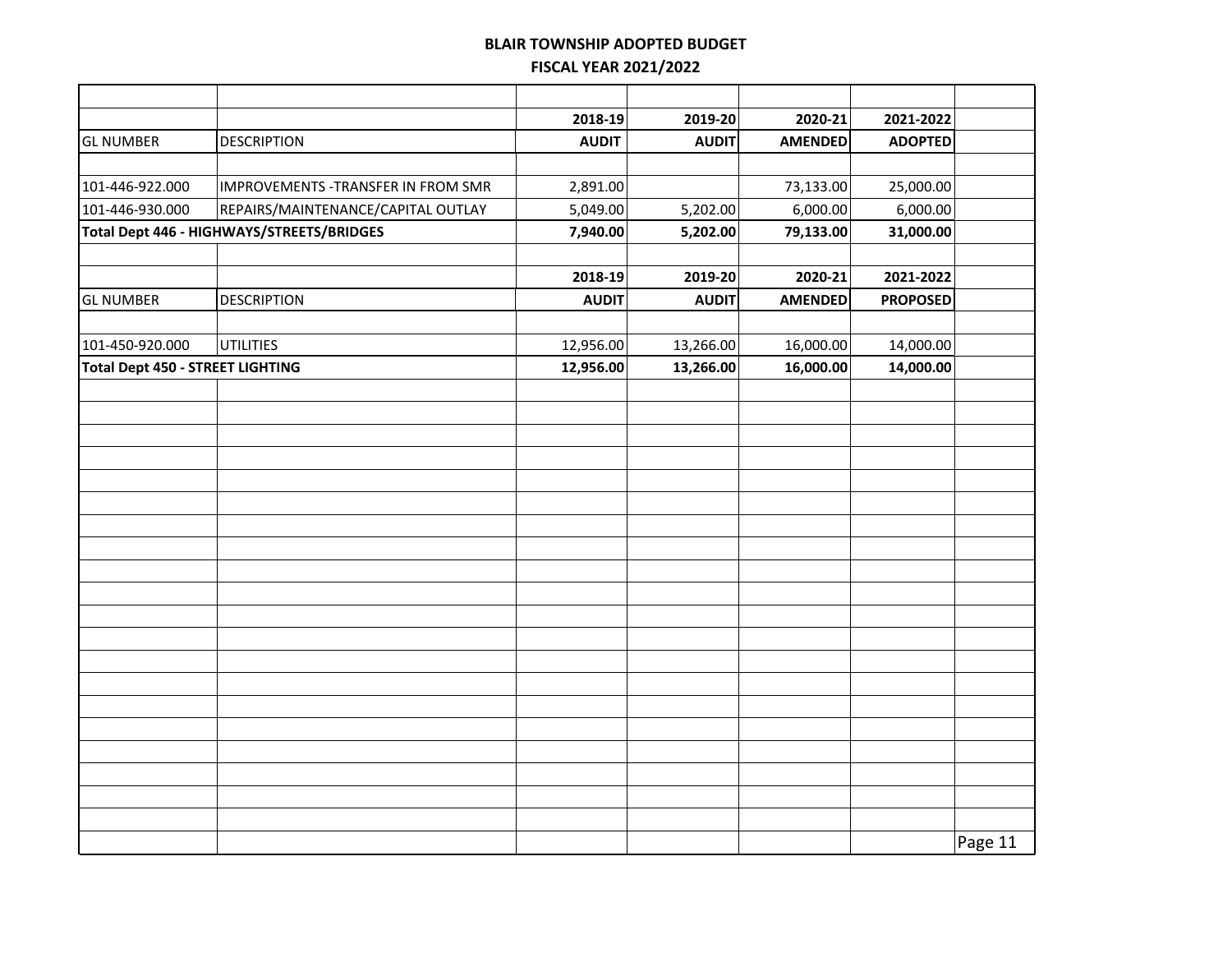# BLAIR TOWNSHIP ADOPTED BUDGET

## FISCAL YEAR 2021/2022

| GL NUMBER | DESCRIPTION | 2018-19 AUDIT | 2019-20 AUDIT | 2020-21 AMENDED | 2021-2022 ADOPTED |
|---|---|---|---|---|---|
| 101-446-922.000 | IMPROVEMENTS -TRANSFER IN FROM SMR | 2,891.00 | | 73,133.00 | 25,000.00 |
| 101-446-930.000 | REPAIRS/MAINTENANCE/CAPITAL OUTLAY | 5,049.00 | 5,202.00 | 6,000.00 | 6,000.00 |
| **Total Dept 446 - HIGHWAYS/STREETS/BRIDGES** | | **7,940.00** | **5,202.00** | **79,133.00** | **31,000.00** |

| GL NUMBER | DESCRIPTION | 2018-19 AUDIT | 2019-20 AUDIT | 2020-21 AMENDED | 2021-2022 PROPOSED |
|---|---|---|---|---|---|
| 101-450-920.000 | UTILITIES | 12,956.00 | 13,266.00 | 16,000.00 | 14,000.00 |
| **Total Dept 450 - STREET LIGHTING** | | **12,956.00** | **13,266.00** | **16,000.00** | **14,000.00** |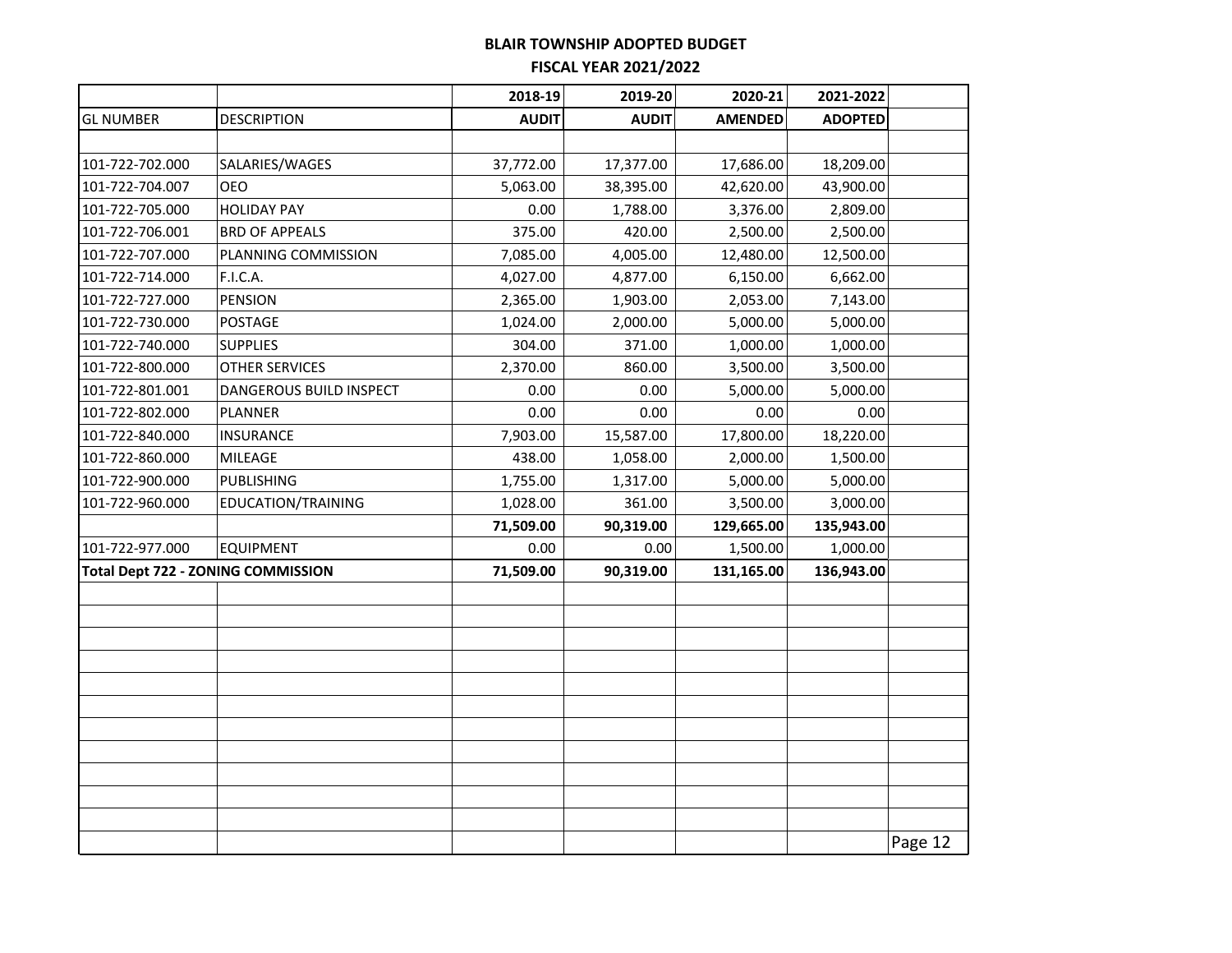**BLAIR TOWNSHIP ADOPTED BUDGET**

**FISCAL YEAR 2021/2022**

| | | 2018-19 | 2019-20 | 2020-21 | 2021-2022 |
|---|---|---|---|---|---|
| GL NUMBER | DESCRIPTION | AUDIT | AUDIT | AMENDED | ADOPTED |
| | | | | | |
| 101-722-702.000 | SALARIES/WAGES | 37,772.00 | 17,377.00 | 17,686.00 | 18,209.00 |
| 101-722-704.007 | OEO | 5,063.00 | 38,395.00 | 42,620.00 | 43,900.00 |
| 101-722-705.000 | HOLIDAY PAY | 0.00 | 1,788.00 | 3,376.00 | 2,809.00 |
| 101-722-706.001 | BRD OF APPEALS | 375.00 | 420.00 | 2,500.00 | 2,500.00 |
| 101-722-707.000 | PLANNING COMMISSION | 7,085.00 | 4,005.00 | 12,480.00 | 12,500.00 |
| 101-722-714.000 | F.I.C.A. | 4,027.00 | 4,877.00 | 6,150.00 | 6,662.00 |
| 101-722-727.000 | PENSION | 2,365.00 | 1,903.00 | 2,053.00 | 7,143.00 |
| 101-722-730.000 | POSTAGE | 1,024.00 | 2,000.00 | 5,000.00 | 5,000.00 |
| 101-722-740.000 | SUPPLIES | 304.00 | 371.00 | 1,000.00 | 1,000.00 |
| 101-722-800.000 | OTHER SERVICES | 2,370.00 | 860.00 | 3,500.00 | 3,500.00 |
| 101-722-801.001 | DANGEROUS BUILD INSPECT | 0.00 | 0.00 | 5,000.00 | 5,000.00 |
| 101-722-802.000 | PLANNER | 0.00 | 0.00 | 0.00 | 0.00 |
| 101-722-840.000 | INSURANCE | 7,903.00 | 15,587.00 | 17,800.00 | 18,220.00 |
| 101-722-860.000 | MILEAGE | 438.00 | 1,058.00 | 2,000.00 | 1,500.00 |
| 101-722-900.000 | PUBLISHING | 1,755.00 | 1,317.00 | 5,000.00 | 5,000.00 |
| 101-722-960.000 | EDUCATION/TRAINING | 1,028.00 | 361.00 | 3,500.00 | 3,000.00 |
| | | **71,509.00** | **90,319.00** | **129,665.00** | **135,943.00** |
| 101-722-977.000 | EQUIPMENT | 0.00 | 0.00 | 1,500.00 | 1,000.00 |
| **Total Dept 722 - ZONING COMMISSION** | | **71,509.00** | **90,319.00** | **131,165.00** | **136,943.00** |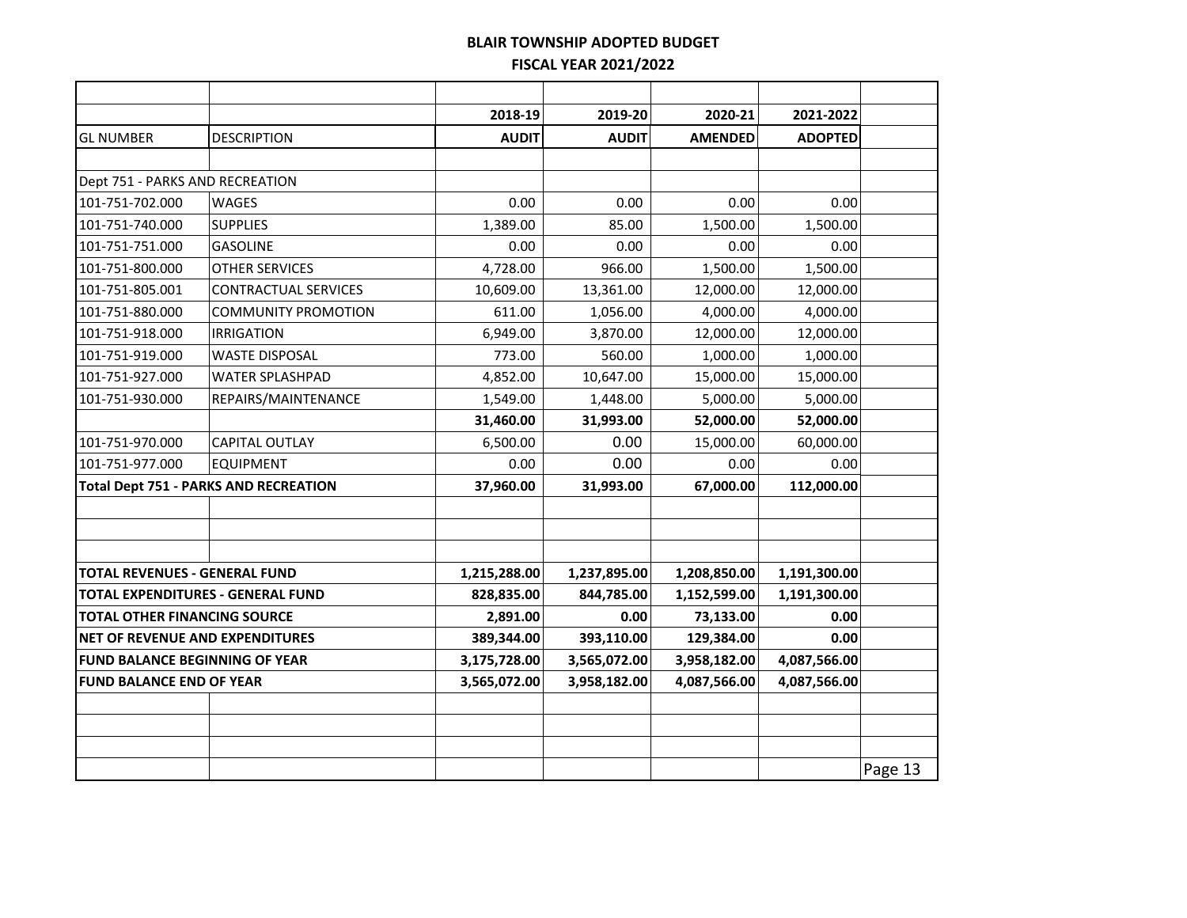# BLAIR TOWNSHIP ADOPTED BUDGET

## FISCAL YEAR 2021/2022

| | | 2018-19 | 2019-20 | 2020-21 | 2021-2022 |
|---|---|---|---|---|---|
| **GL NUMBER** | **DESCRIPTION** | **AUDIT** | **AUDIT** | **AMENDED** | **ADOPTED** |
| Dept 751 - PARKS AND RECREATION | | | | | |
| 101-751-702.000 | WAGES | 0.00 | 0.00 | 0.00 | 0.00 |
| 101-751-740.000 | SUPPLIES | 1,389.00 | 85.00 | 1,500.00 | 1,500.00 |
| 101-751-751.000 | GASOLINE | 0.00 | 0.00 | 0.00 | 0.00 |
| 101-751-800.000 | OTHER SERVICES | 4,728.00 | 966.00 | 1,500.00 | 1,500.00 |
| 101-751-805.001 | CONTRACTUAL SERVICES | 10,609.00 | 13,361.00 | 12,000.00 | 12,000.00 |
| 101-751-880.000 | COMMUNITY PROMOTION | 611.00 | 1,056.00 | 4,000.00 | 4,000.00 |
| 101-751-918.000 | IRRIGATION | 6,949.00 | 3,870.00 | 12,000.00 | 12,000.00 |
| 101-751-919.000 | WASTE DISPOSAL | 773.00 | 560.00 | 1,000.00 | 1,000.00 |
| 101-751-927.000 | WATER SPLASHPAD | 4,852.00 | 10,647.00 | 15,000.00 | 15,000.00 |
| 101-751-930.000 | REPAIRS/MAINTENANCE | 1,549.00 | 1,448.00 | 5,000.00 | 5,000.00 |
| | | **31,460.00** | **31,993.00** | **52,000.00** | **52,000.00** |
| 101-751-970.000 | CAPITAL OUTLAY | 6,500.00 | 0.00 | 15,000.00 | 60,000.00 |
| 101-751-977.000 | EQUIPMENT | 0.00 | 0.00 | 0.00 | 0.00 |
| **Total Dept 751 - PARKS AND RECREATION** | | **37,960.00** | **31,993.00** | **67,000.00** | **112,000.00** |
| **TOTAL REVENUES - GENERAL FUND** | | **1,215,288.00** | **1,237,895.00** | **1,208,850.00** | **1,191,300.00** |
| **TOTAL EXPENDITURES - GENERAL FUND** | | **828,835.00** | **844,785.00** | **1,152,599.00** | **1,191,300.00** |
| **TOTAL OTHER FINANCING SOURCE** | | **2,891.00** | **0.00** | **73,133.00** | **0.00** |
| **NET OF REVENUE AND EXPENDITURES** | | **389,344.00** | **393,110.00** | **129,384.00** | **0.00** |
| **FUND BALANCE BEGINNING OF YEAR** | | **3,175,728.00** | **3,565,072.00** | **3,958,182.00** | **4,087,566.00** |
| **FUND BALANCE END OF YEAR** | | **3,565,072.00** | **3,958,182.00** | **4,087,566.00** | **4,087,566.00** |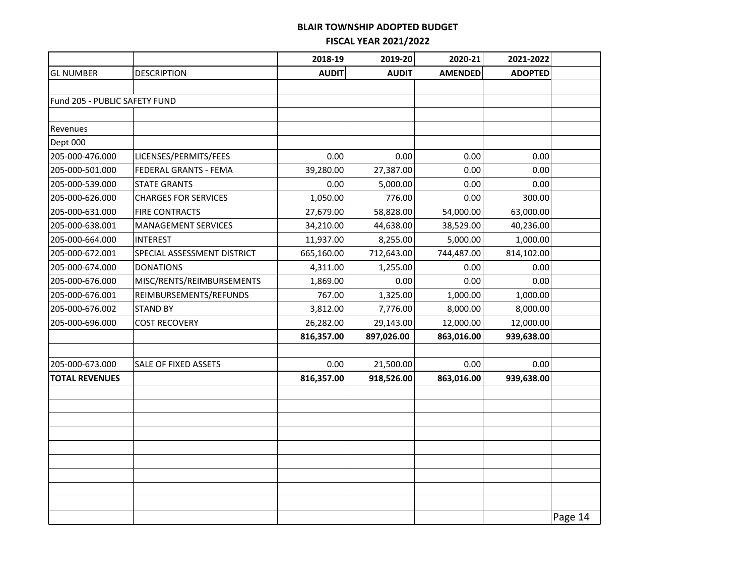# BLAIR TOWNSHIP ADOPTED BUDGET
## FISCAL YEAR 2021/2022

| | | 2018-19 | 2019-20 | 2020-21 | 2021-2022 |
|---|---|---|---|---|---|
| GL NUMBER | DESCRIPTION | AUDIT | AUDIT | AMENDED | ADOPTED |
| | | | | | |
| Fund 205 - PUBLIC SAFETY FUND | | | | | |
| | | | | | |
| Revenues | | | | | |
| Dept 000 | | | | | |
| 205-000-476.000 | LICENSES/PERMITS/FEES | 0.00 | 0.00 | 0.00 | 0.00 |
| 205-000-501.000 | FEDERAL GRANTS - FEMA | 39,280.00 | 27,387.00 | 0.00 | 0.00 |
| 205-000-539.000 | STATE GRANTS | 0.00 | 5,000.00 | 0.00 | 0.00 |
| 205-000-626.000 | CHARGES FOR SERVICES | 1,050.00 | 776.00 | 0.00 | 300.00 |
| 205-000-631.000 | FIRE CONTRACTS | 27,679.00 | 58,828.00 | 54,000.00 | 63,000.00 |
| 205-000-638.001 | MANAGEMENT SERVICES | 34,210.00 | 44,638.00 | 38,529.00 | 40,236.00 |
| 205-000-664.000 | INTEREST | 11,937.00 | 8,255.00 | 5,000.00 | 1,000.00 |
| 205-000-672.001 | SPECIAL ASSESSMENT DISTRICT | 665,160.00 | 712,643.00 | 744,487.00 | 814,102.00 |
| 205-000-674.000 | DONATIONS | 4,311.00 | 1,255.00 | 0.00 | 0.00 |
| 205-000-676.000 | MISC/RENTS/REIMBURSEMENTS | 1,869.00 | 0.00 | 0.00 | 0.00 |
| 205-000-676.001 | REIMBURSEMENTS/REFUNDS | 767.00 | 1,325.00 | 1,000.00 | 1,000.00 |
| 205-000-676.002 | STAND BY | 3,812.00 | 7,776.00 | 8,000.00 | 8,000.00 |
| 205-000-696.000 | COST RECOVERY | 26,282.00 | 29,143.00 | 12,000.00 | 12,000.00 |
| | | **816,357.00** | **897,026.00** | **863,016.00** | **939,638.00** |
| | | | | | |
| 205-000-673.000 | SALE OF FIXED ASSETS | 0.00 | 21,500.00 | 0.00 | 0.00 |
| **TOTAL REVENUES** | | **816,357.00** | **918,526.00** | **863,016.00** | **939,638.00** |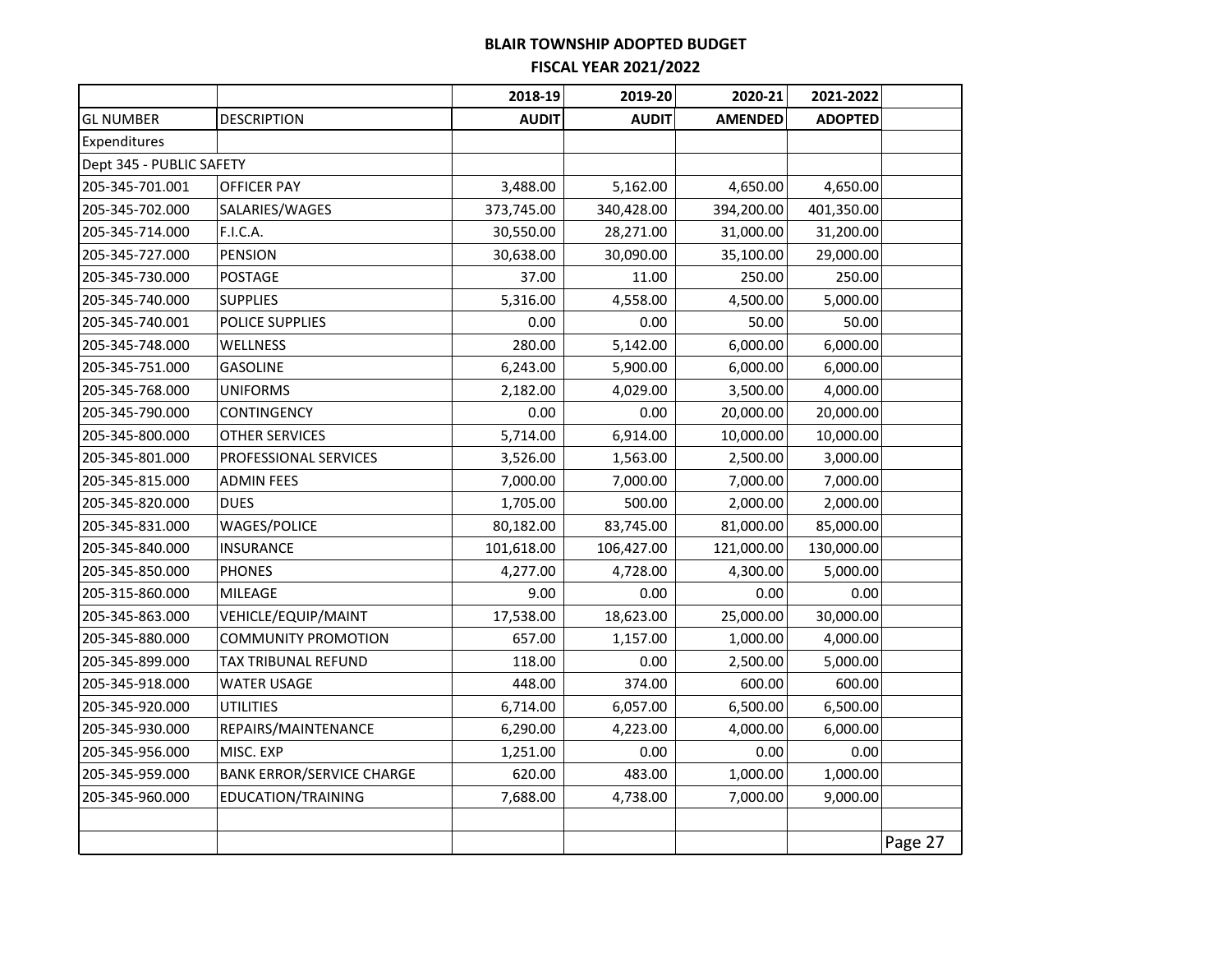# BLAIR TOWNSHIP ADOPTED BUDGET
## FISCAL YEAR 2021/2022

| | | 2018-19 | 2019-20 | 2020-21 | 2021-2022 | |
|---|---|---|---|---|---|---|
| GL NUMBER | DESCRIPTION | AUDIT | AUDIT | AMENDED | ADOPTED | |
| Expenditures | | | | | | |
| Dept 345 - PUBLIC SAFETY | | | | | | |
| 205-345-701.001 | OFFICER PAY | 3,488.00 | 5,162.00 | 4,650.00 | 4,650.00 | |
| 205-345-702.000 | SALARIES/WAGES | 373,745.00 | 340,428.00 | 394,200.00 | 401,350.00 | |
| 205-345-714.000 | F.I.C.A. | 30,550.00 | 28,271.00 | 31,000.00 | 31,200.00 | |
| 205-345-727.000 | PENSION | 30,638.00 | 30,090.00 | 35,100.00 | 29,000.00 | |
| 205-345-730.000 | POSTAGE | 37.00 | 11.00 | 250.00 | 250.00 | |
| 205-345-740.000 | SUPPLIES | 5,316.00 | 4,558.00 | 4,500.00 | 5,000.00 | |
| 205-345-740.001 | POLICE SUPPLIES | 0.00 | 0.00 | 50.00 | 50.00 | |
| 205-345-748.000 | WELLNESS | 280.00 | 5,142.00 | 6,000.00 | 6,000.00 | |
| 205-345-751.000 | GASOLINE | 6,243.00 | 5,900.00 | 6,000.00 | 6,000.00 | |
| 205-345-768.000 | UNIFORMS | 2,182.00 | 4,029.00 | 3,500.00 | 4,000.00 | |
| 205-345-790.000 | CONTINGENCY | 0.00 | 0.00 | 20,000.00 | 20,000.00 | |
| 205-345-800.000 | OTHER SERVICES | 5,714.00 | 6,914.00 | 10,000.00 | 10,000.00 | |
| 205-345-801.000 | PROFESSIONAL SERVICES | 3,526.00 | 1,563.00 | 2,500.00 | 3,000.00 | |
| 205-345-815.000 | ADMIN FEES | 7,000.00 | 7,000.00 | 7,000.00 | 7,000.00 | |
| 205-345-820.000 | DUES | 1,705.00 | 500.00 | 2,000.00 | 2,000.00 | |
| 205-345-831.000 | WAGES/POLICE | 80,182.00 | 83,745.00 | 81,000.00 | 85,000.00 | |
| 205-345-840.000 | INSURANCE | 101,618.00 | 106,427.00 | 121,000.00 | 130,000.00 | |
| 205-345-850.000 | PHONES | 4,277.00 | 4,728.00 | 4,300.00 | 5,000.00 | |
| 205-315-860.000 | MILEAGE | 9.00 | 0.00 | 0.00 | 0.00 | |
| 205-345-863.000 | VEHICLE/EQUIP/MAINT | 17,538.00 | 18,623.00 | 25,000.00 | 30,000.00 | |
| 205-345-880.000 | COMMUNITY PROMOTION | 657.00 | 1,157.00 | 1,000.00 | 4,000.00 | |
| 205-345-899.000 | TAX TRIBUNAL REFUND | 118.00 | 0.00 | 2,500.00 | 5,000.00 | |
| 205-345-918.000 | WATER USAGE | 448.00 | 374.00 | 600.00 | 600.00 | |
| 205-345-920.000 | UTILITIES | 6,714.00 | 6,057.00 | 6,500.00 | 6,500.00 | |
| 205-345-930.000 | REPAIRS/MAINTENANCE | 6,290.00 | 4,223.00 | 4,000.00 | 6,000.00 | |
| 205-345-956.000 | MISC. EXP | 1,251.00 | 0.00 | 0.00 | 0.00 | |
| 205-345-959.000 | BANK ERROR/SERVICE CHARGE | 620.00 | 483.00 | 1,000.00 | 1,000.00 | |
| 205-345-960.000 | EDUCATION/TRAINING | 7,688.00 | 4,738.00 | 7,000.00 | 9,000.00 | |
| | | | | | | |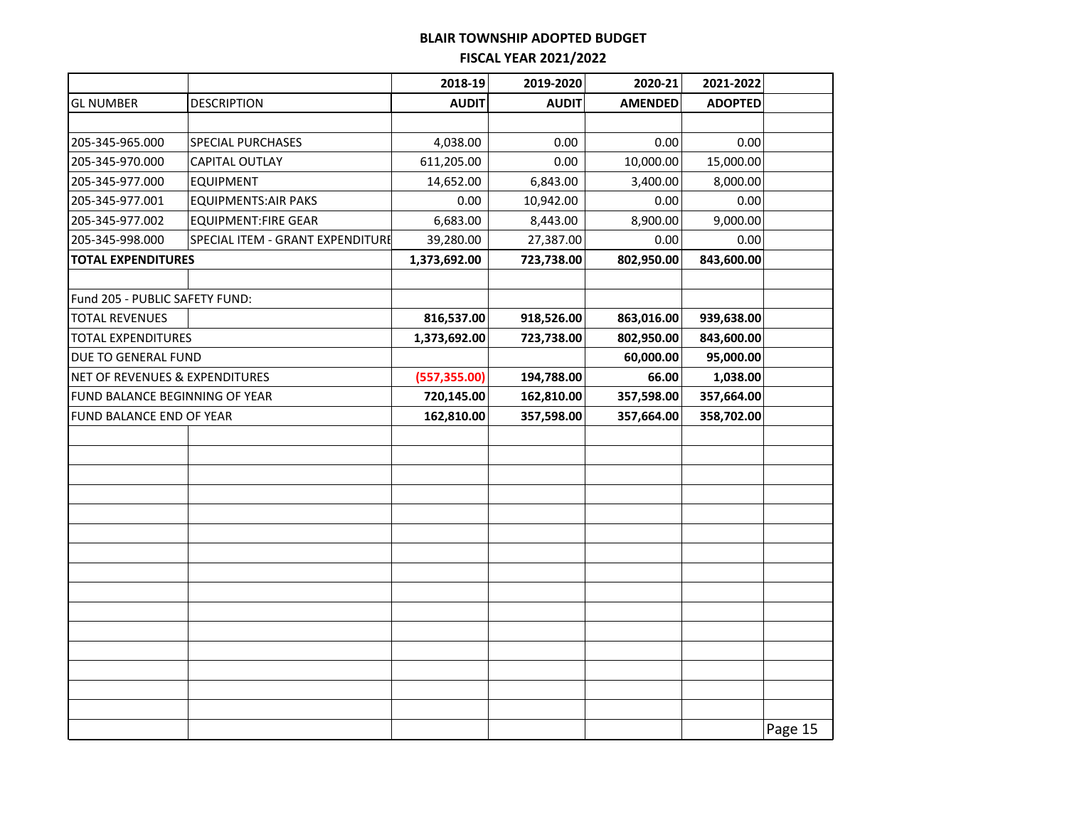# BLAIR TOWNSHIP ADOPTED BUDGET

## FISCAL YEAR 2021/2022

| | | 2018-19 | 2019-2020 | 2020-21 | 2021-2022 |
|---|---|---|---|---|---|
| GL NUMBER | DESCRIPTION | AUDIT | AUDIT | AMENDED | ADOPTED |
| | | | | | |
| 205-345-965.000 | SPECIAL PURCHASES | 4,038.00 | 0.00 | 0.00 | 0.00 |
| 205-345-970.000 | CAPITAL OUTLAY | 611,205.00 | 0.00 | 10,000.00 | 15,000.00 |
| 205-345-977.000 | EQUIPMENT | 14,652.00 | 6,843.00 | 3,400.00 | 8,000.00 |
| 205-345-977.001 | EQUIPMENTS:AIR PAKS | 0.00 | 10,942.00 | 0.00 | 0.00 |
| 205-345-977.002 | EQUIPMENT:FIRE GEAR | 6,683.00 | 8,443.00 | 8,900.00 | 9,000.00 |
| 205-345-998.000 | SPECIAL ITEM - GRANT EXPENDITURE | 39,280.00 | 27,387.00 | 0.00 | 0.00 |
| **TOTAL EXPENDITURES** | | **1,373,692.00** | **723,738.00** | **802,950.00** | **843,600.00** |
| | | | | | |
| Fund 205 - PUBLIC SAFETY FUND: | | | | | |
| TOTAL REVENUES | | **816,537.00** | **918,526.00** | **863,016.00** | **939,638.00** |
| TOTAL EXPENDITURES | | **1,373,692.00** | **723,738.00** | **802,950.00** | **843,600.00** |
| DUE TO GENERAL FUND | | | | **60,000.00** | **95,000.00** |
| NET OF REVENUES & EXPENDITURES | | **(557,355.00)** | **194,788.00** | **66.00** | **1,038.00** |
| FUND BALANCE BEGINNING OF YEAR | | **720,145.00** | **162,810.00** | **357,598.00** | **357,664.00** |
| FUND BALANCE END OF YEAR | | **162,810.00** | **357,598.00** | **357,664.00** | **358,702.00** |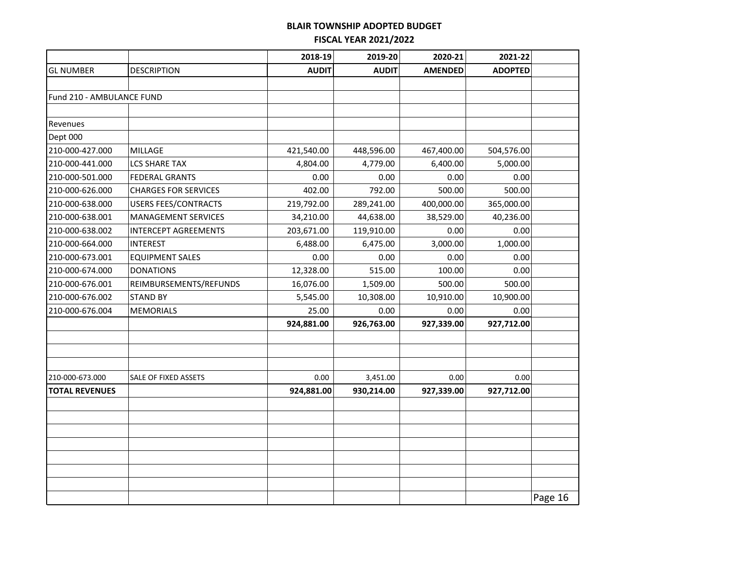# BLAIR TOWNSHIP ADOPTED BUDGET
## FISCAL YEAR 2021/2022

| | | 2018-19 | 2019-20 | 2020-21 | 2021-22 |
|---|---|---|---|---|---|
| GL NUMBER | DESCRIPTION | AUDIT | AUDIT | AMENDED | ADOPTED |
| | | | | | |
| Fund 210 - AMBULANCE FUND | | | | | |
| | | | | | |
| Revenues | | | | | |
| Dept 000 | | | | | |
| 210-000-427.000 | MILLAGE | 421,540.00 | 448,596.00 | 467,400.00 | 504,576.00 |
| 210-000-441.000 | LCS SHARE TAX | 4,804.00 | 4,779.00 | 6,400.00 | 5,000.00 |
| 210-000-501.000 | FEDERAL GRANTS | 0.00 | 0.00 | 0.00 | 0.00 |
| 210-000-626.000 | CHARGES FOR SERVICES | 402.00 | 792.00 | 500.00 | 500.00 |
| 210-000-638.000 | USERS FEES/CONTRACTS | 219,792.00 | 289,241.00 | 400,000.00 | 365,000.00 |
| 210-000-638.001 | MANAGEMENT SERVICES | 34,210.00 | 44,638.00 | 38,529.00 | 40,236.00 |
| 210-000-638.002 | INTERCEPT AGREEMENTS | 203,671.00 | 119,910.00 | 0.00 | 0.00 |
| 210-000-664.000 | INTEREST | 6,488.00 | 6,475.00 | 3,000.00 | 1,000.00 |
| 210-000-673.001 | EQUIPMENT SALES | 0.00 | 0.00 | 0.00 | 0.00 |
| 210-000-674.000 | DONATIONS | 12,328.00 | 515.00 | 100.00 | 0.00 |
| 210-000-676.001 | REIMBURSEMENTS/REFUNDS | 16,076.00 | 1,509.00 | 500.00 | 500.00 |
| 210-000-676.002 | STAND BY | 5,545.00 | 10,308.00 | 10,910.00 | 10,900.00 |
| 210-000-676.004 | MEMORIALS | 25.00 | 0.00 | 0.00 | 0.00 |
| | | **924,881.00** | **926,763.00** | **927,339.00** | **927,712.00** |
| | | | | | |
| 210-000-673.000 | SALE OF FIXED ASSETS | 0.00 | 3,451.00 | 0.00 | 0.00 |
| **TOTAL REVENUES** | | **924,881.00** | **930,214.00** | **927,339.00** | **927,712.00** |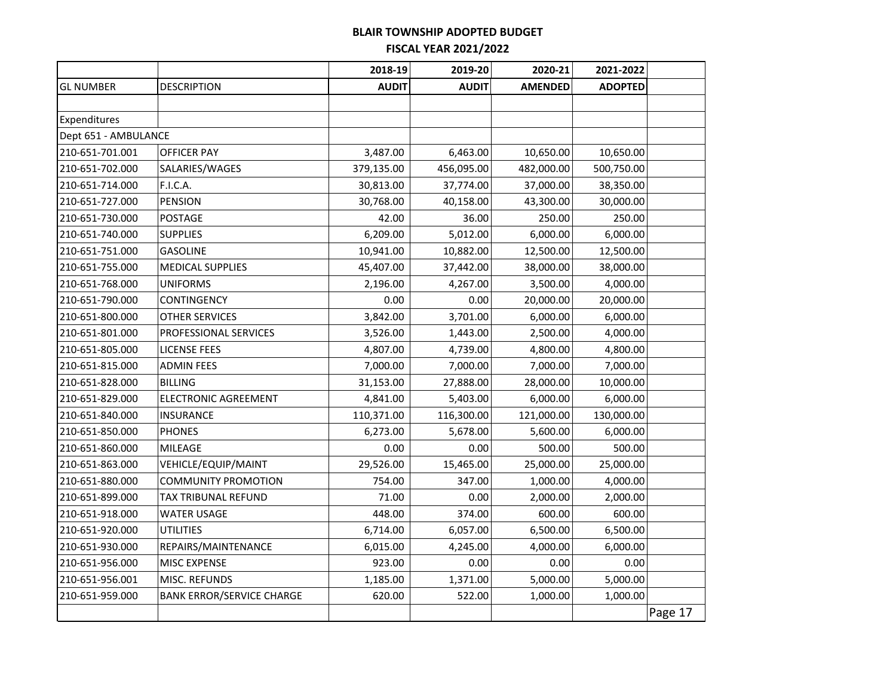# BLAIR TOWNSHIP ADOPTED BUDGET

## FISCAL YEAR 2021/2022

| | | 2018-19 | 2019-20 | 2020-21 | 2021-2022 |
|---|---|---|---|---|---|
| GL NUMBER | DESCRIPTION | AUDIT | AUDIT | AMENDED | ADOPTED |
| | | | | | |
| Expenditures | | | | | |
| Dept 651 - AMBULANCE | | | | | |
| 210-651-701.001 | OFFICER PAY | 3,487.00 | 6,463.00 | 10,650.00 | 10,650.00 |
| 210-651-702.000 | SALARIES/WAGES | 379,135.00 | 456,095.00 | 482,000.00 | 500,750.00 |
| 210-651-714.000 | F.I.C.A. | 30,813.00 | 37,774.00 | 37,000.00 | 38,350.00 |
| 210-651-727.000 | PENSION | 30,768.00 | 40,158.00 | 43,300.00 | 30,000.00 |
| 210-651-730.000 | POSTAGE | 42.00 | 36.00 | 250.00 | 250.00 |
| 210-651-740.000 | SUPPLIES | 6,209.00 | 5,012.00 | 6,000.00 | 6,000.00 |
| 210-651-751.000 | GASOLINE | 10,941.00 | 10,882.00 | 12,500.00 | 12,500.00 |
| 210-651-755.000 | MEDICAL SUPPLIES | 45,407.00 | 37,442.00 | 38,000.00 | 38,000.00 |
| 210-651-768.000 | UNIFORMS | 2,196.00 | 4,267.00 | 3,500.00 | 4,000.00 |
| 210-651-790.000 | CONTINGENCY | 0.00 | 0.00 | 20,000.00 | 20,000.00 |
| 210-651-800.000 | OTHER SERVICES | 3,842.00 | 3,701.00 | 6,000.00 | 6,000.00 |
| 210-651-801.000 | PROFESSIONAL SERVICES | 3,526.00 | 1,443.00 | 2,500.00 | 4,000.00 |
| 210-651-805.000 | LICENSE FEES | 4,807.00 | 4,739.00 | 4,800.00 | 4,800.00 |
| 210-651-815.000 | ADMIN FEES | 7,000.00 | 7,000.00 | 7,000.00 | 7,000.00 |
| 210-651-828.000 | BILLING | 31,153.00 | 27,888.00 | 28,000.00 | 10,000.00 |
| 210-651-829.000 | ELECTRONIC AGREEMENT | 4,841.00 | 5,403.00 | 6,000.00 | 6,000.00 |
| 210-651-840.000 | INSURANCE | 110,371.00 | 116,300.00 | 121,000.00 | 130,000.00 |
| 210-651-850.000 | PHONES | 6,273.00 | 5,678.00 | 5,600.00 | 6,000.00 |
| 210-651-860.000 | MILEAGE | 0.00 | 0.00 | 500.00 | 500.00 |
| 210-651-863.000 | VEHICLE/EQUIP/MAINT | 29,526.00 | 15,465.00 | 25,000.00 | 25,000.00 |
| 210-651-880.000 | COMMUNITY PROMOTION | 754.00 | 347.00 | 1,000.00 | 4,000.00 |
| 210-651-899.000 | TAX TRIBUNAL REFUND | 71.00 | 0.00 | 2,000.00 | 2,000.00 |
| 210-651-918.000 | WATER USAGE | 448.00 | 374.00 | 600.00 | 600.00 |
| 210-651-920.000 | UTILITIES | 6,714.00 | 6,057.00 | 6,500.00 | 6,500.00 |
| 210-651-930.000 | REPAIRS/MAINTENANCE | 6,015.00 | 4,245.00 | 4,000.00 | 6,000.00 |
| 210-651-956.000 | MISC EXPENSE | 923.00 | 0.00 | 0.00 | 0.00 |
| 210-651-956.001 | MISC. REFUNDS | 1,185.00 | 1,371.00 | 5,000.00 | 5,000.00 |
| 210-651-959.000 | BANK ERROR/SERVICE CHARGE | 620.00 | 522.00 | 1,000.00 | 1,000.00 |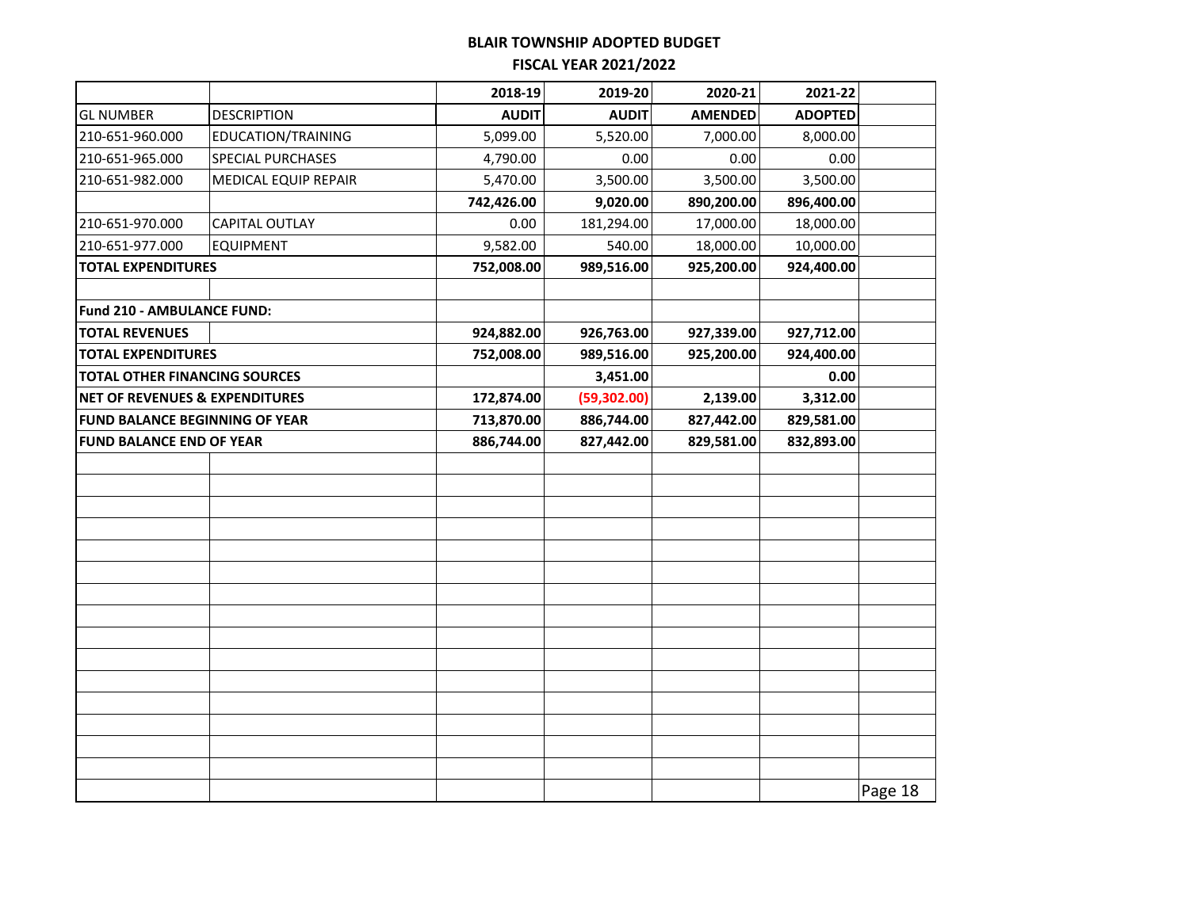**BLAIR TOWNSHIP ADOPTED BUDGET**

**FISCAL YEAR 2021/2022**

| | | 2018-19 | 2019-20 | 2020-21 | 2021-22 | |
|---|---|---|---|---|---|---|
| GL NUMBER | DESCRIPTION | **AUDIT** | **AUDIT** | **AMENDED** | **ADOPTED** | |
| 210-651-960.000 | EDUCATION/TRAINING | 5,099.00 | 5,520.00 | 7,000.00 | 8,000.00 | |
| 210-651-965.000 | SPECIAL PURCHASES | 4,790.00 | 0.00 | 0.00 | 0.00 | |
| 210-651-982.000 | MEDICAL EQUIP REPAIR | 5,470.00 | 3,500.00 | 3,500.00 | 3,500.00 | |
| | | **742,426.00** | **9,020.00** | **890,200.00** | **896,400.00** | |
| 210-651-970.000 | CAPITAL OUTLAY | 0.00 | 181,294.00 | 17,000.00 | 18,000.00 | |
| 210-651-977.000 | EQUIPMENT | 9,582.00 | 540.00 | 18,000.00 | 10,000.00 | |
| **TOTAL EXPENDITURES** | | **752,008.00** | **989,516.00** | **925,200.00** | **924,400.00** | |
| | | | | | | |
| **Fund 210 - AMBULANCE FUND:** | | | | | | |
| **TOTAL REVENUES** | | **924,882.00** | **926,763.00** | **927,339.00** | **927,712.00** | |
| **TOTAL EXPENDITURES** | | **752,008.00** | **989,516.00** | **925,200.00** | **924,400.00** | |
| **TOTAL OTHER FINANCING SOURCES** | | | **3,451.00** | | **0.00** | |
| **NET OF REVENUES & EXPENDITURES** | | **172,874.00** | **(59,302.00)** | **2,139.00** | **3,312.00** | |
| **FUND BALANCE BEGINNING OF YEAR** | | **713,870.00** | **886,744.00** | **827,442.00** | **829,581.00** | |
| **FUND BALANCE END OF YEAR** | | **886,744.00** | **827,442.00** | **829,581.00** | **832,893.00** | |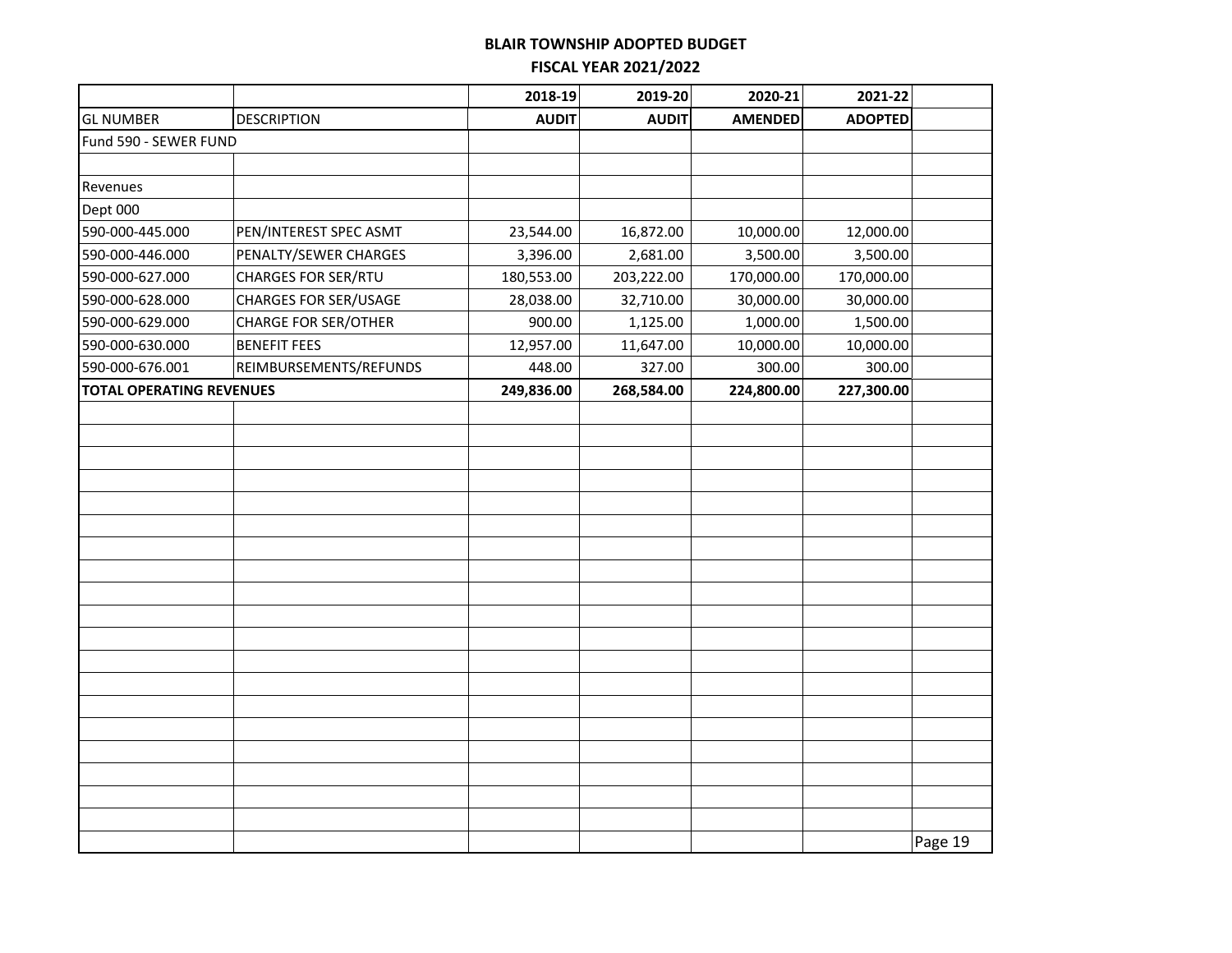**BLAIR TOWNSHIP ADOPTED BUDGET**

**FISCAL YEAR 2021/2022**

| | | 2018-19 | 2019-20 | 2020-21 | 2021-22 |
|---|---|---|---|---|---|
| GL NUMBER | DESCRIPTION | AUDIT | AUDIT | AMENDED | ADOPTED |
| Fund 590 - SEWER FUND | | | | | |
| | | | | | |
| Revenues | | | | | |
| Dept 000 | | | | | |
| 590-000-445.000 | PEN/INTEREST SPEC ASMT | 23,544.00 | 16,872.00 | 10,000.00 | 12,000.00 |
| 590-000-446.000 | PENALTY/SEWER CHARGES | 3,396.00 | 2,681.00 | 3,500.00 | 3,500.00 |
| 590-000-627.000 | CHARGES FOR SER/RTU | 180,553.00 | 203,222.00 | 170,000.00 | 170,000.00 |
| 590-000-628.000 | CHARGES FOR SER/USAGE | 28,038.00 | 32,710.00 | 30,000.00 | 30,000.00 |
| 590-000-629.000 | CHARGE FOR SER/OTHER | 900.00 | 1,125.00 | 1,000.00 | 1,500.00 |
| 590-000-630.000 | BENEFIT FEES | 12,957.00 | 11,647.00 | 10,000.00 | 10,000.00 |
| 590-000-676.001 | REIMBURSEMENTS/REFUNDS | 448.00 | 327.00 | 300.00 | 300.00 |
| **TOTAL OPERATING REVENUES** | | **249,836.00** | **268,584.00** | **224,800.00** | **227,300.00** |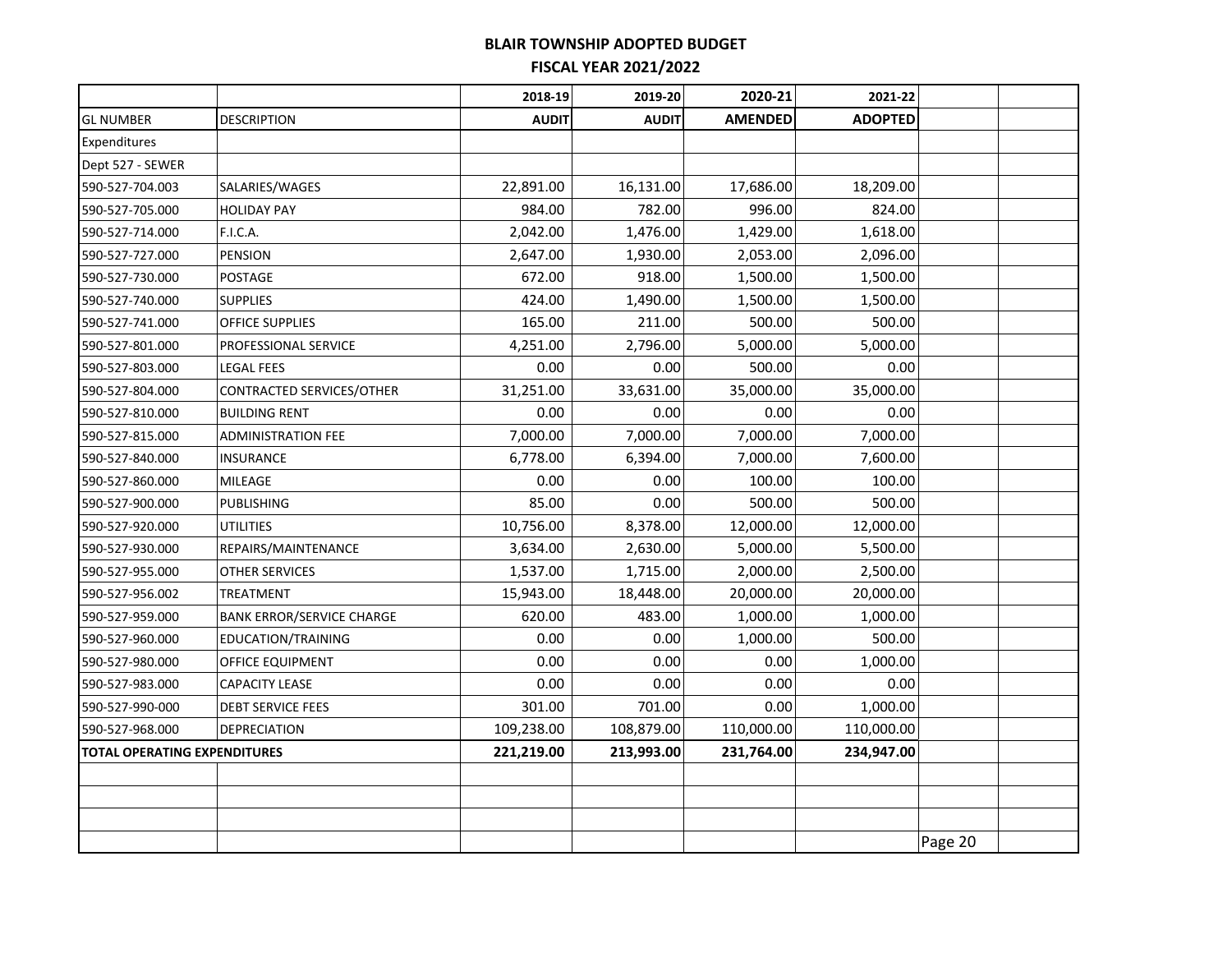# BLAIR TOWNSHIP ADOPTED BUDGET

## FISCAL YEAR 2021/2022

| | | 2018-19 | 2019-20 | 2020-21 | 2021-22 |
|---|---|---|---|---|---|
| GL NUMBER | DESCRIPTION | AUDIT | AUDIT | AMENDED | ADOPTED |
| Expenditures | | | | | |
| Dept 527 - SEWER | | | | | |
| 590-527-704.003 | SALARIES/WAGES | 22,891.00 | 16,131.00 | 17,686.00 | 18,209.00 |
| 590-527-705.000 | HOLIDAY PAY | 984.00 | 782.00 | 996.00 | 824.00 |
| 590-527-714.000 | F.I.C.A. | 2,042.00 | 1,476.00 | 1,429.00 | 1,618.00 |
| 590-527-727.000 | PENSION | 2,647.00 | 1,930.00 | 2,053.00 | 2,096.00 |
| 590-527-730.000 | POSTAGE | 672.00 | 918.00 | 1,500.00 | 1,500.00 |
| 590-527-740.000 | SUPPLIES | 424.00 | 1,490.00 | 1,500.00 | 1,500.00 |
| 590-527-741.000 | OFFICE SUPPLIES | 165.00 | 211.00 | 500.00 | 500.00 |
| 590-527-801.000 | PROFESSIONAL SERVICE | 4,251.00 | 2,796.00 | 5,000.00 | 5,000.00 |
| 590-527-803.000 | LEGAL FEES | 0.00 | 0.00 | 500.00 | 0.00 |
| 590-527-804.000 | CONTRACTED SERVICES/OTHER | 31,251.00 | 33,631.00 | 35,000.00 | 35,000.00 |
| 590-527-810.000 | BUILDING RENT | 0.00 | 0.00 | 0.00 | 0.00 |
| 590-527-815.000 | ADMINISTRATION FEE | 7,000.00 | 7,000.00 | 7,000.00 | 7,000.00 |
| 590-527-840.000 | INSURANCE | 6,778.00 | 6,394.00 | 7,000.00 | 7,600.00 |
| 590-527-860.000 | MILEAGE | 0.00 | 0.00 | 100.00 | 100.00 |
| 590-527-900.000 | PUBLISHING | 85.00 | 0.00 | 500.00 | 500.00 |
| 590-527-920.000 | UTILITIES | 10,756.00 | 8,378.00 | 12,000.00 | 12,000.00 |
| 590-527-930.000 | REPAIRS/MAINTENANCE | 3,634.00 | 2,630.00 | 5,000.00 | 5,500.00 |
| 590-527-955.000 | OTHER SERVICES | 1,537.00 | 1,715.00 | 2,000.00 | 2,500.00 |
| 590-527-956.002 | TREATMENT | 15,943.00 | 18,448.00 | 20,000.00 | 20,000.00 |
| 590-527-959.000 | BANK ERROR/SERVICE CHARGE | 620.00 | 483.00 | 1,000.00 | 1,000.00 |
| 590-527-960.000 | EDUCATION/TRAINING | 0.00 | 0.00 | 1,000.00 | 500.00 |
| 590-527-980.000 | OFFICE EQUIPMENT | 0.00 | 0.00 | 0.00 | 1,000.00 |
| 590-527-983.000 | CAPACITY LEASE | 0.00 | 0.00 | 0.00 | 0.00 |
| 590-527-990-000 | DEBT SERVICE FEES | 301.00 | 701.00 | 0.00 | 1,000.00 |
| 590-527-968.000 | DEPRECIATION | 109,238.00 | 108,879.00 | 110,000.00 | 110,000.00 |
| **TOTAL OPERATING EXPENDITURES** | | **221,219.00** | **213,993.00** | **231,764.00** | **234,947.00** |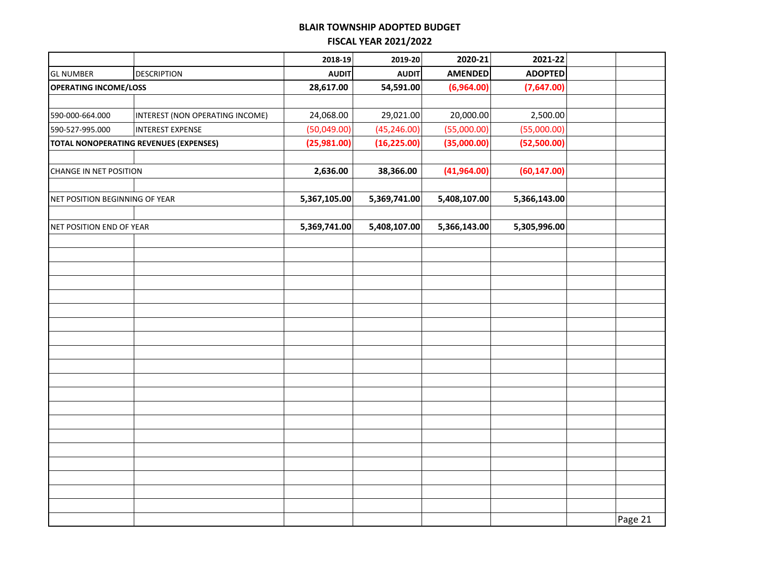# BLAIR TOWNSHIP ADOPTED BUDGET
## FISCAL YEAR 2021/2022

| | | 2018-19 | 2019-20 | 2020-21 | 2021-22 |
|---|---|---|---|---|---|
| GL NUMBER | DESCRIPTION | AUDIT | AUDIT | AMENDED | ADOPTED |
| **OPERATING INCOME/LOSS** | | **28,617.00** | **54,591.00** | **(6,964.00)** | **(7,647.00)** |
| | | | | | |
| 590-000-664.000 | INTEREST (NON OPERATING INCOME) | 24,068.00 | 29,021.00 | 20,000.00 | 2,500.00 |
| 590-527-995.000 | INTEREST EXPENSE | (50,049.00) | (45,246.00) | (55,000.00) | (55,000.00) |
| **TOTAL NONOPERATING REVENUES (EXPENSES)** | | **(25,981.00)** | **(16,225.00)** | **(35,000.00)** | **(52,500.00)** |
| | | | | | |
| CHANGE IN NET POSITION | | **2,636.00** | **38,366.00** | **(41,964.00)** | **(60,147.00)** |
| | | | | | |
| NET POSITION BEGINNING OF YEAR | | **5,367,105.00** | **5,369,741.00** | **5,408,107.00** | **5,366,143.00** |
| | | | | | |
| NET POSITION END OF YEAR | | **5,369,741.00** | **5,408,107.00** | **5,366,143.00** | **5,305,996.00** |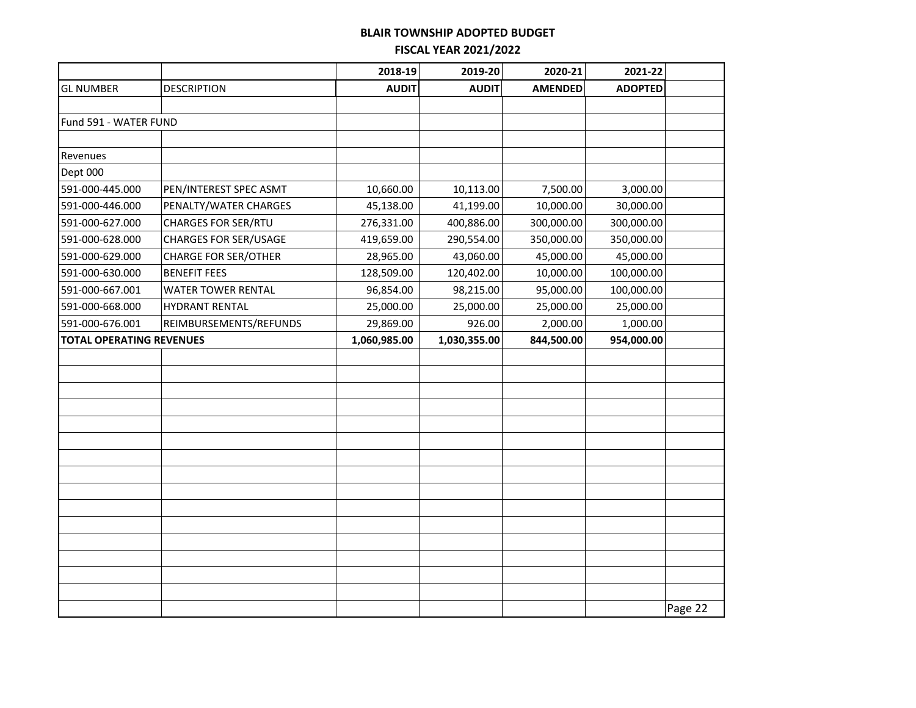**BLAIR TOWNSHIP ADOPTED BUDGET**
**FISCAL YEAR 2021/2022**

| | | 2018-19 | 2019-20 | 2020-21 | 2021-22 |
|---|---|---|---|---|---|
| GL NUMBER | DESCRIPTION | AUDIT | AUDIT | AMENDED | ADOPTED |
| | | | | | |
| Fund 591 - WATER FUND | | | | | |
| | | | | | |
| Revenues | | | | | |
| Dept 000 | | | | | |
| 591-000-445.000 | PEN/INTEREST SPEC ASMT | 10,660.00 | 10,113.00 | 7,500.00 | 3,000.00 |
| 591-000-446.000 | PENALTY/WATER CHARGES | 45,138.00 | 41,199.00 | 10,000.00 | 30,000.00 |
| 591-000-627.000 | CHARGES FOR SER/RTU | 276,331.00 | 400,886.00 | 300,000.00 | 300,000.00 |
| 591-000-628.000 | CHARGES FOR SER/USAGE | 419,659.00 | 290,554.00 | 350,000.00 | 350,000.00 |
| 591-000-629.000 | CHARGE FOR SER/OTHER | 28,965.00 | 43,060.00 | 45,000.00 | 45,000.00 |
| 591-000-630.000 | BENEFIT FEES | 128,509.00 | 120,402.00 | 10,000.00 | 100,000.00 |
| 591-000-667.001 | WATER TOWER RENTAL | 96,854.00 | 98,215.00 | 95,000.00 | 100,000.00 |
| 591-000-668.000 | HYDRANT RENTAL | 25,000.00 | 25,000.00 | 25,000.00 | 25,000.00 |
| 591-000-676.001 | REIMBURSEMENTS/REFUNDS | 29,869.00 | 926.00 | 2,000.00 | 1,000.00 |
| **TOTAL OPERATING REVENUES** | | **1,060,985.00** | **1,030,355.00** | **844,500.00** | **954,000.00** |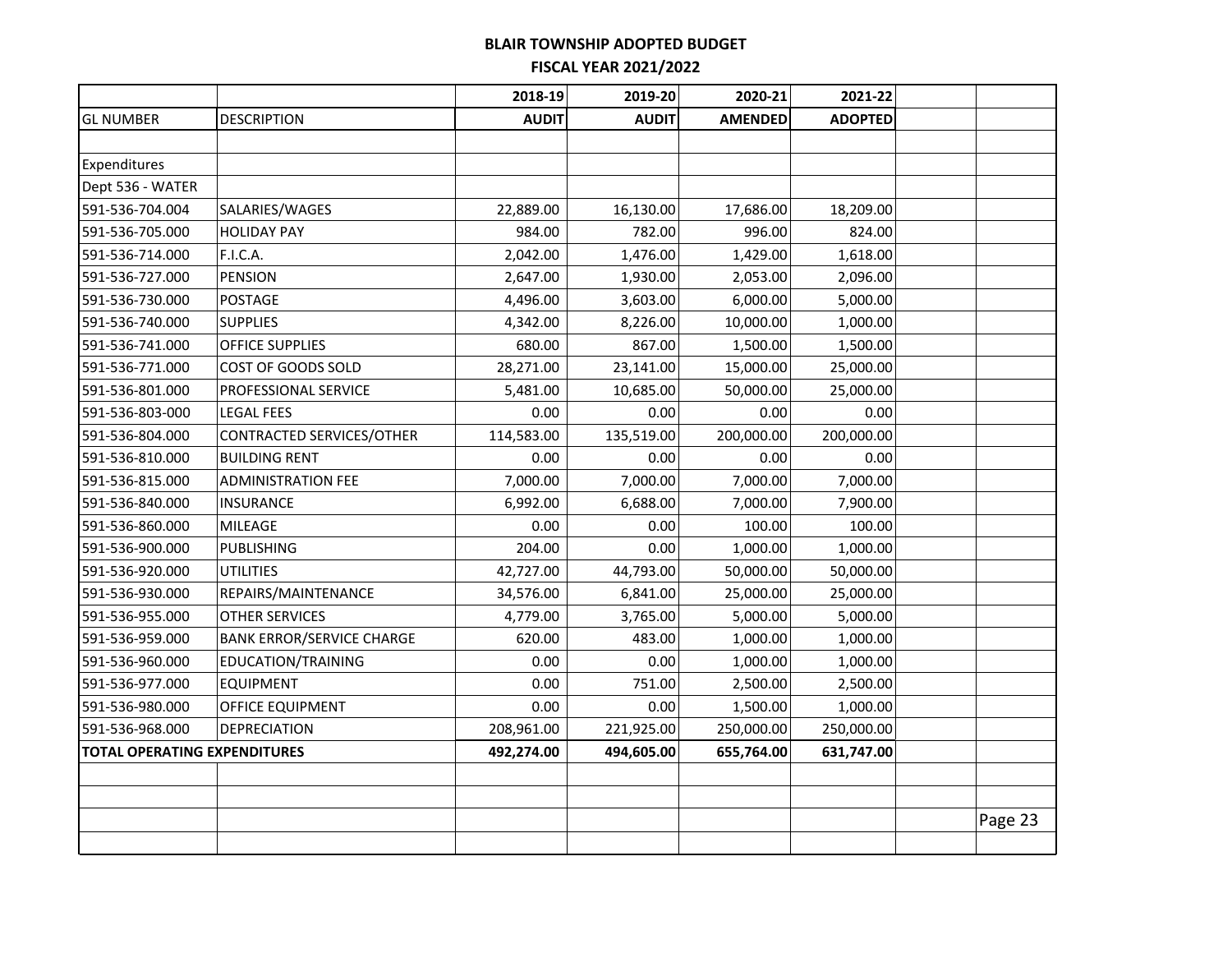# BLAIR TOWNSHIP ADOPTED BUDGET

## FISCAL YEAR 2021/2022

| GL NUMBER | DESCRIPTION | 2018-19 AUDIT | 2019-20 AUDIT | 2020-21 AMENDED | 2021-22 ADOPTED |
|---|---|---|---|---|---|
| Expenditures | | | | | |
| Dept 536 - WATER | | | | | |
| 591-536-704.004 | SALARIES/WAGES | 22,889.00 | 16,130.00 | 17,686.00 | 18,209.00 |
| 591-536-705.000 | HOLIDAY PAY | 984.00 | 782.00 | 996.00 | 824.00 |
| 591-536-714.000 | F.I.C.A. | 2,042.00 | 1,476.00 | 1,429.00 | 1,618.00 |
| 591-536-727.000 | PENSION | 2,647.00 | 1,930.00 | 2,053.00 | 2,096.00 |
| 591-536-730.000 | POSTAGE | 4,496.00 | 3,603.00 | 6,000.00 | 5,000.00 |
| 591-536-740.000 | SUPPLIES | 4,342.00 | 8,226.00 | 10,000.00 | 1,000.00 |
| 591-536-741.000 | OFFICE SUPPLIES | 680.00 | 867.00 | 1,500.00 | 1,500.00 |
| 591-536-771.000 | COST OF GOODS SOLD | 28,271.00 | 23,141.00 | 15,000.00 | 25,000.00 |
| 591-536-801.000 | PROFESSIONAL SERVICE | 5,481.00 | 10,685.00 | 50,000.00 | 25,000.00 |
| 591-536-803-000 | LEGAL FEES | 0.00 | 0.00 | 0.00 | 0.00 |
| 591-536-804.000 | CONTRACTED SERVICES/OTHER | 114,583.00 | 135,519.00 | 200,000.00 | 200,000.00 |
| 591-536-810.000 | BUILDING RENT | 0.00 | 0.00 | 0.00 | 0.00 |
| 591-536-815.000 | ADMINISTRATION FEE | 7,000.00 | 7,000.00 | 7,000.00 | 7,000.00 |
| 591-536-840.000 | INSURANCE | 6,992.00 | 6,688.00 | 7,000.00 | 7,900.00 |
| 591-536-860.000 | MILEAGE | 0.00 | 0.00 | 100.00 | 100.00 |
| 591-536-900.000 | PUBLISHING | 204.00 | 0.00 | 1,000.00 | 1,000.00 |
| 591-536-920.000 | UTILITIES | 42,727.00 | 44,793.00 | 50,000.00 | 50,000.00 |
| 591-536-930.000 | REPAIRS/MAINTENANCE | 34,576.00 | 6,841.00 | 25,000.00 | 25,000.00 |
| 591-536-955.000 | OTHER SERVICES | 4,779.00 | 3,765.00 | 5,000.00 | 5,000.00 |
| 591-536-959.000 | BANK ERROR/SERVICE CHARGE | 620.00 | 483.00 | 1,000.00 | 1,000.00 |
| 591-536-960.000 | EDUCATION/TRAINING | 0.00 | 0.00 | 1,000.00 | 1,000.00 |
| 591-536-977.000 | EQUIPMENT | 0.00 | 751.00 | 2,500.00 | 2,500.00 |
| 591-536-980.000 | OFFICE EQUIPMENT | 0.00 | 0.00 | 1,500.00 | 1,000.00 |
| 591-536-968.000 | DEPRECIATION | 208,961.00 | 221,925.00 | 250,000.00 | 250,000.00 |
| **TOTAL OPERATING EXPENDITURES** | | **492,274.00** | **494,605.00** | **655,764.00** | **631,747.00** |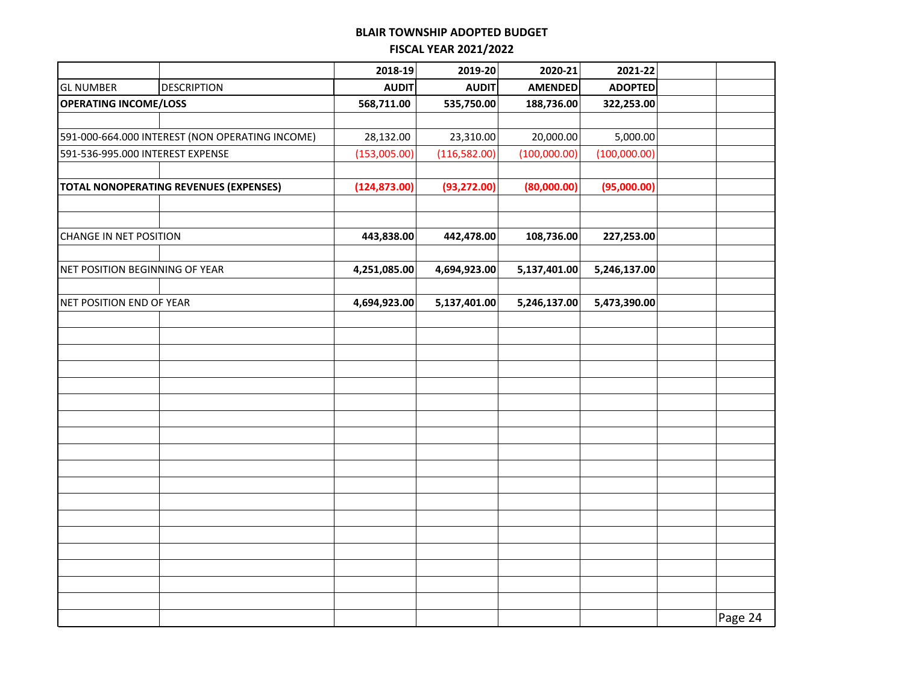# BLAIR TOWNSHIP ADOPTED BUDGET

## FISCAL YEAR 2021/2022

| | | 2018-19 | 2019-20 | 2020-21 | 2021-22 |
|---|---|---|---|---|---|
| GL NUMBER | DESCRIPTION | AUDIT | AUDIT | AMENDED | ADOPTED |
| **OPERATING INCOME/LOSS** | | **568,711.00** | **535,750.00** | **188,736.00** | **322,253.00** |
| | | | | | |
| 591-000-664.000 | INTEREST (NON OPERATING INCOME) | 28,132.00 | 23,310.00 | 20,000.00 | 5,000.00 |
| 591-536-995.000 | INTEREST EXPENSE | (153,005.00) | (116,582.00) | (100,000.00) | (100,000.00) |
| | | | | | |
| **TOTAL NONOPERATING REVENUES (EXPENSES)** | | **(124,873.00)** | **(93,272.00)** | **(80,000.00)** | **(95,000.00)** |
| | | | | | |
| CHANGE IN NET POSITION | | **443,838.00** | **442,478.00** | **108,736.00** | **227,253.00** |
| | | | | | |
| NET POSITION BEGINNING OF YEAR | | **4,251,085.00** | **4,694,923.00** | **5,137,401.00** | **5,246,137.00** |
| | | | | | |
| NET POSITION END OF YEAR | | **4,694,923.00** | **5,137,401.00** | **5,246,137.00** | **5,473,390.00** |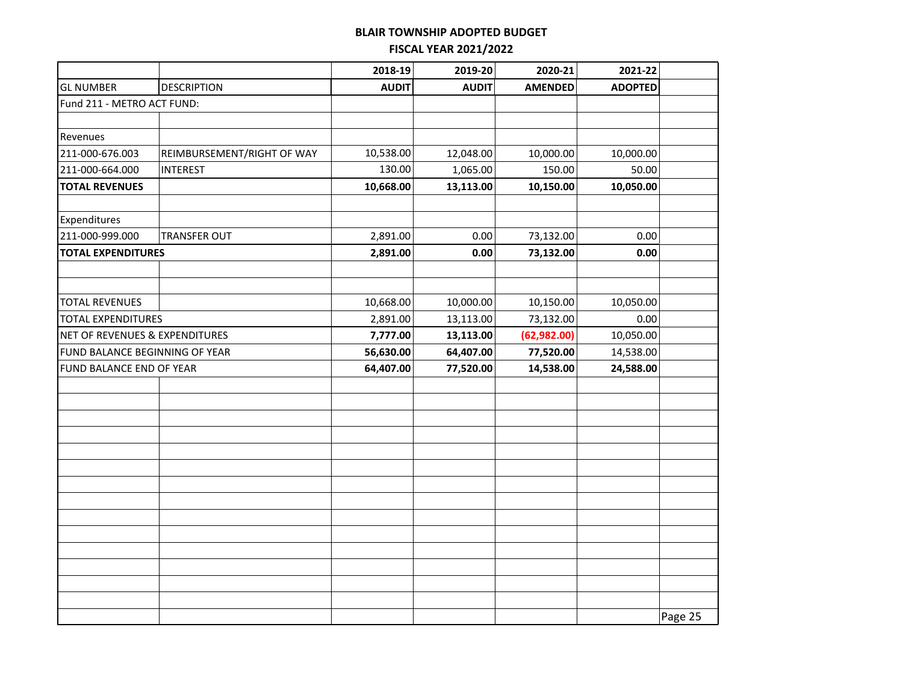**BLAIR TOWNSHIP ADOPTED BUDGET**

**FISCAL YEAR 2021/2022**

| | | 2018-19 | 2019-20 | 2020-21 | 2021-22 |
|---|---|---|---|---|---|
| GL NUMBER | DESCRIPTION | **AUDIT** | **AUDIT** | **AMENDED** | **ADOPTED** |
| Fund 211 - METRO ACT FUND: | | | | | |
| | | | | | |
| Revenues | | | | | |
| 211-000-676.003 | REIMBURSEMENT/RIGHT OF WAY | 10,538.00 | 12,048.00 | 10,000.00 | 10,000.00 |
| 211-000-664.000 | INTEREST | 130.00 | 1,065.00 | 150.00 | 50.00 |
| **TOTAL REVENUES** | | **10,668.00** | **13,113.00** | **10,150.00** | **10,050.00** |
| | | | | | |
| Expenditures | | | | | |
| 211-000-999.000 | TRANSFER OUT | 2,891.00 | 0.00 | 73,132.00 | 0.00 |
| **TOTAL EXPENDITURES** | | **2,891.00** | **0.00** | **73,132.00** | **0.00** |
| | | | | | |
| | | | | | |
| TOTAL REVENUES | | 10,668.00 | 10,000.00 | 10,150.00 | 10,050.00 |
| TOTAL EXPENDITURES | | 2,891.00 | 13,113.00 | 73,132.00 | 0.00 |
| NET OF REVENUES & EXPENDITURES | | **7,777.00** | **13,113.00** | **(62,982.00)** | 10,050.00 |
| FUND BALANCE BEGINNING OF YEAR | | **56,630.00** | **64,407.00** | **77,520.00** | 14,538.00 |
| FUND BALANCE END OF YEAR | | **64,407.00** | **77,520.00** | **14,538.00** | **24,588.00** |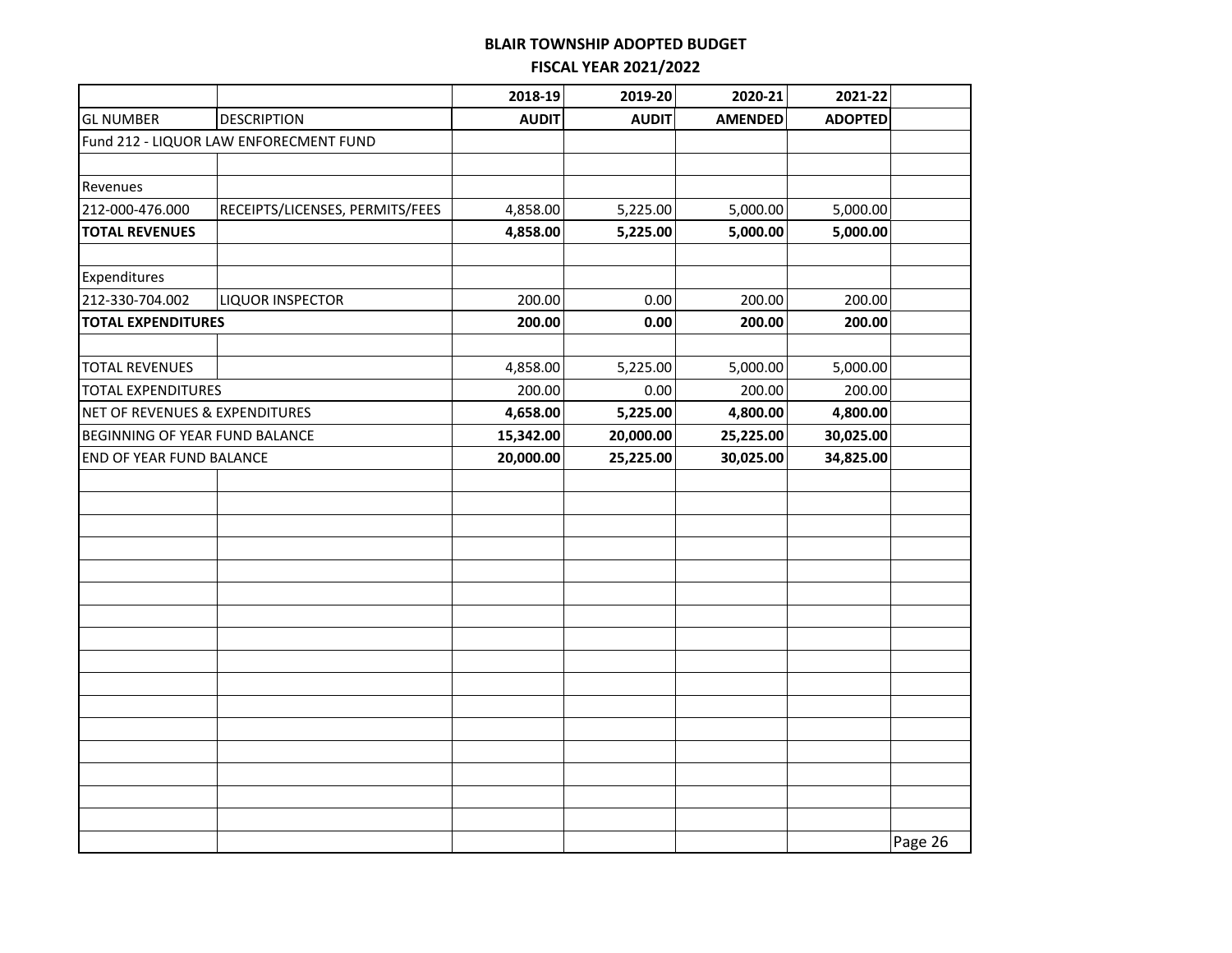# BLAIR TOWNSHIP ADOPTED BUDGET

## FISCAL YEAR 2021/2022

| | | 2018-19 | 2019-20 | 2020-21 | 2021-22 |
|---|---|---|---|---|---|
| GL NUMBER | DESCRIPTION | **AUDIT** | **AUDIT** | **AMENDED** | **ADOPTED** |
| Fund 212 - LIQUOR LAW ENFORECMENT FUND | | | | | |
| | | | | | |
| Revenues | | | | | |
| 212-000-476.000 | RECEIPTS/LICENSES, PERMITS/FEES | 4,858.00 | 5,225.00 | 5,000.00 | 5,000.00 |
| **TOTAL REVENUES** | | **4,858.00** | **5,225.00** | **5,000.00** | **5,000.00** |
| | | | | | |
| Expenditures | | | | | |
| 212-330-704.002 | LIQUOR INSPECTOR | 200.00 | 0.00 | 200.00 | 200.00 |
| **TOTAL EXPENDITURES** | | **200.00** | **0.00** | **200.00** | **200.00** |
| | | | | | |
| TOTAL REVENUES | | 4,858.00 | 5,225.00 | 5,000.00 | 5,000.00 |
| TOTAL EXPENDITURES | | 200.00 | 0.00 | 200.00 | 200.00 |
| NET OF REVENUES & EXPENDITURES | | **4,658.00** | **5,225.00** | **4,800.00** | **4,800.00** |
| BEGINNING OF YEAR FUND BALANCE | | **15,342.00** | **20,000.00** | **25,225.00** | **30,025.00** |
| END OF YEAR FUND BALANCE | | **20,000.00** | **25,225.00** | **30,025.00** | **34,825.00** |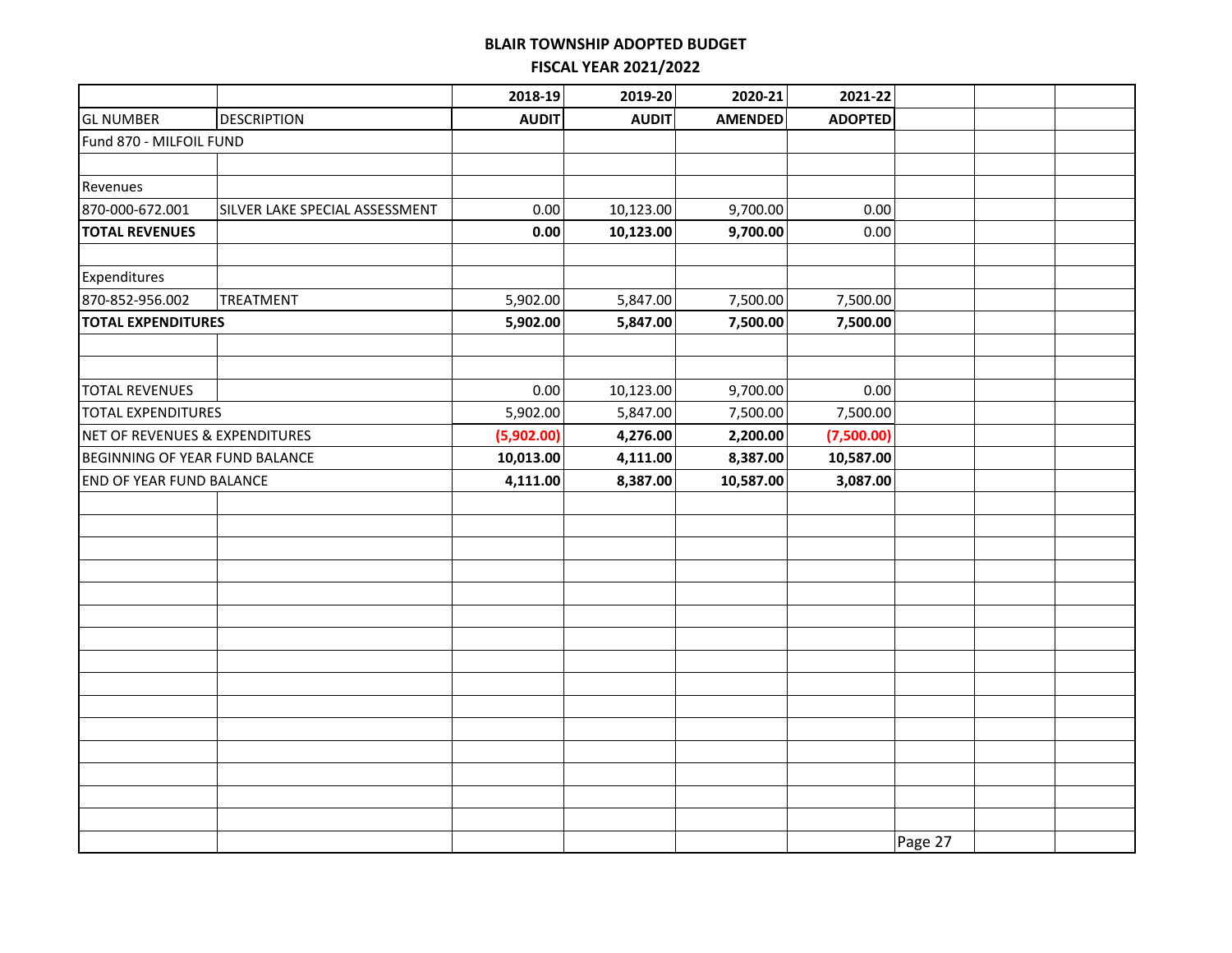# BLAIR TOWNSHIP ADOPTED BUDGET

## FISCAL YEAR 2021/2022

| | | 2018-19 | 2019-20 | 2020-21 | 2021-22 |
|---|---|---|---|---|---|
| GL NUMBER | DESCRIPTION | **AUDIT** | **AUDIT** | **AMENDED** | **ADOPTED** |
| Fund 870 - MILFOIL FUND | | | | | |
| | | | | | |
| Revenues | | | | | |
| 870-000-672.001 | SILVER LAKE SPECIAL ASSESSMENT | 0.00 | 10,123.00 | 9,700.00 | 0.00 |
| **TOTAL REVENUES** | | **0.00** | **10,123.00** | **9,700.00** | 0.00 |
| | | | | | |
| Expenditures | | | | | |
| 870-852-956.002 | TREATMENT | 5,902.00 | 5,847.00 | 7,500.00 | 7,500.00 |
| **TOTAL EXPENDITURES** | | **5,902.00** | **5,847.00** | **7,500.00** | **7,500.00** |
| | | | | | |
| | | | | | |
| TOTAL REVENUES | | 0.00 | 10,123.00 | 9,700.00 | 0.00 |
| TOTAL EXPENDITURES | | 5,902.00 | 5,847.00 | 7,500.00 | 7,500.00 |
| NET OF REVENUES & EXPENDITURES | | **(5,902.00)** | **4,276.00** | **2,200.00** | **(7,500.00)** |
| BEGINNING OF YEAR FUND BALANCE | | **10,013.00** | **4,111.00** | **8,387.00** | **10,587.00** |
| END OF YEAR FUND BALANCE | | **4,111.00** | **8,387.00** | **10,587.00** | **3,087.00** |